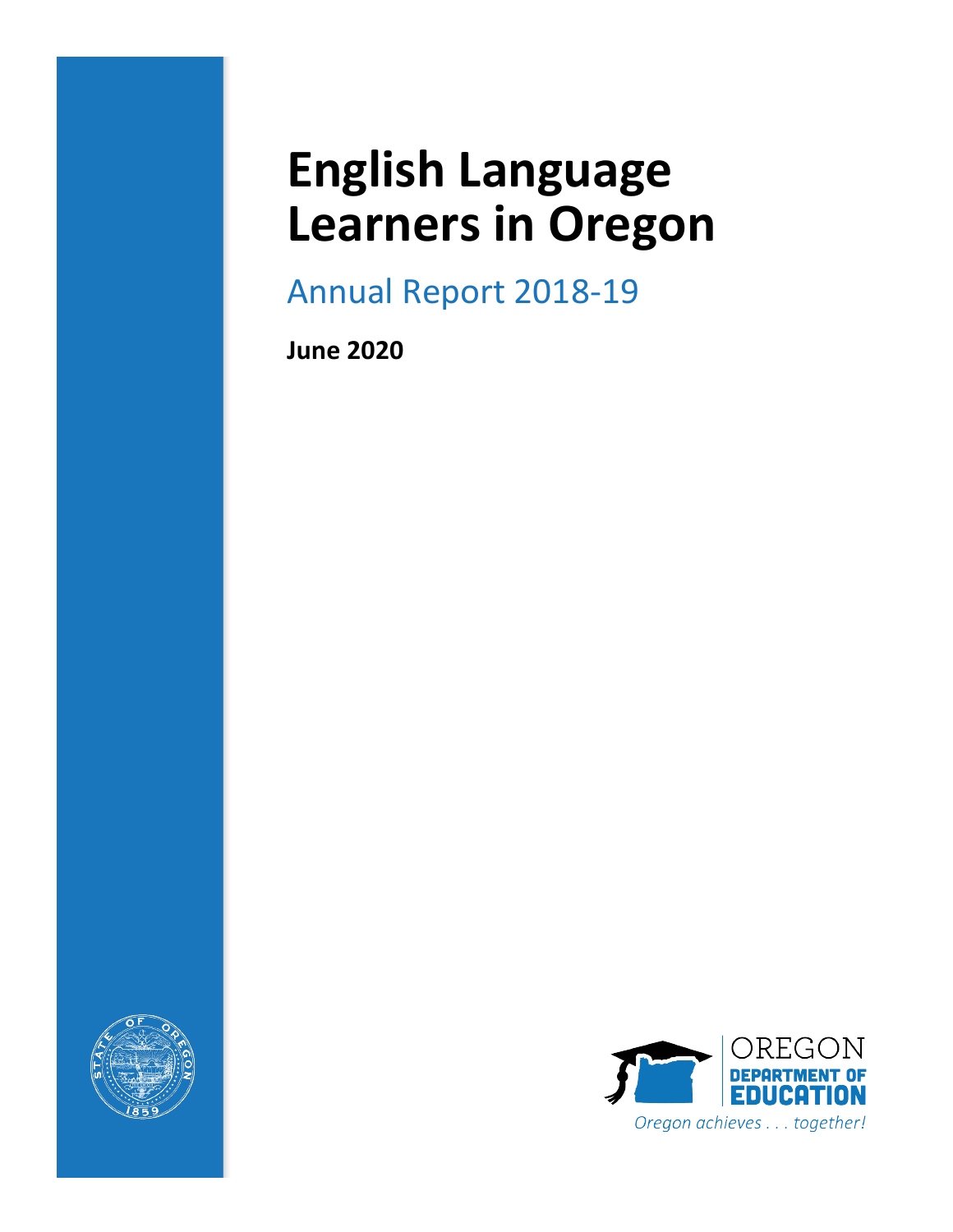# English Language Learners in Oregon

## Annual Report 2018-19

**June 2020**

OREGON DEPARTMENT OF EDUCATION

*Oregon achieves . . . together!*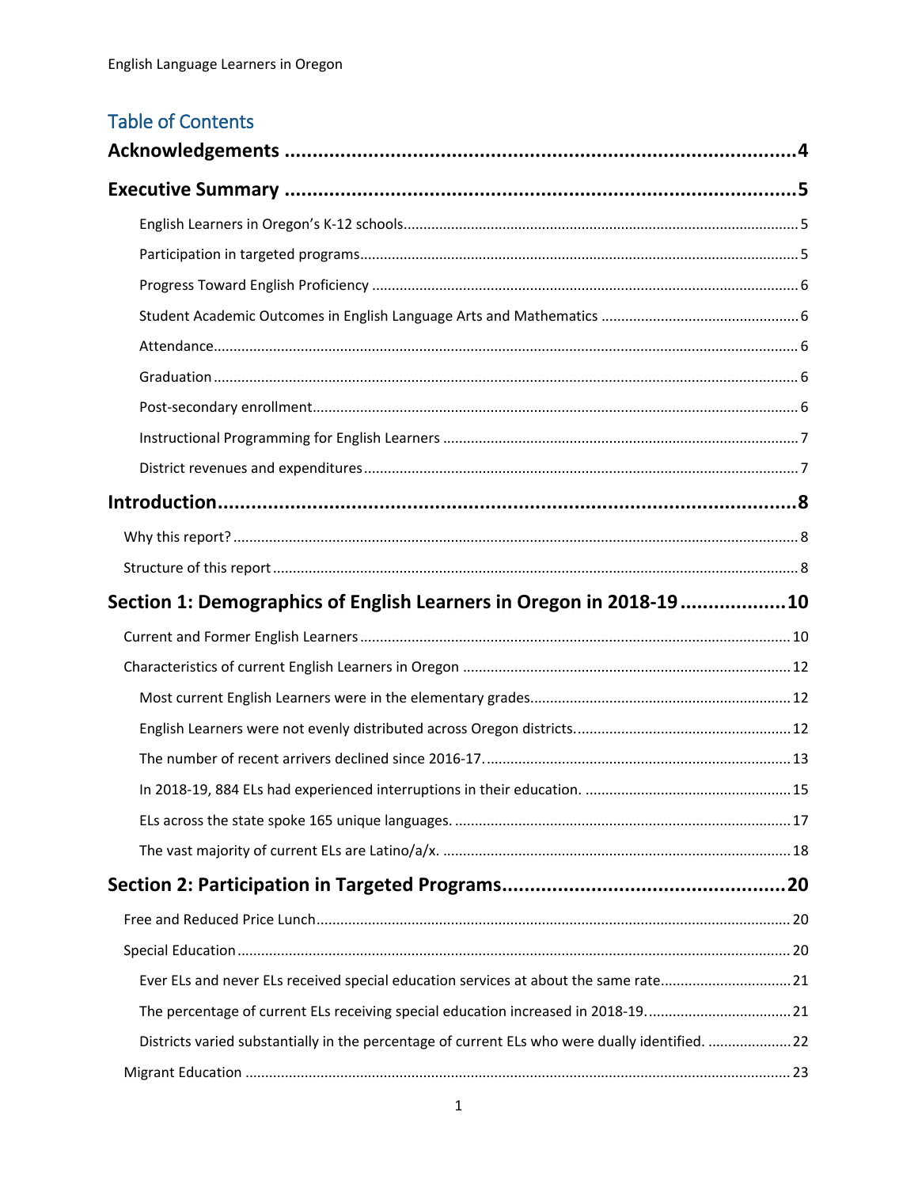## Table of Contents

**Acknowledgements** .......... 4

**Executive Summary** .......... 5

- English Learners in Oregon's K-12 schools .......... 5
- Participation in targeted programs .......... 5
- Progress Toward English Proficiency .......... 6
- Student Academic Outcomes in English Language Arts and Mathematics .......... 6
- Attendance .......... 6
- Graduation .......... 6
- Post-secondary enrollment .......... 6
- Instructional Programming for English Learners .......... 7
- District revenues and expenditures .......... 7

**Introduction** .......... 8

- Why this report? .......... 8
- Structure of this report .......... 8

**Section 1: Demographics of English Learners in Oregon in 2018-19** .......... 10

- Current and Former English Learners .......... 10
- Characteristics of current English Learners in Oregon .......... 12
  - Most current English Learners were in the elementary grades .......... 12
  - English Learners were not evenly distributed across Oregon districts. .......... 12
  - The number of recent arrivers declined since 2016-17. .......... 13
  - In 2018-19, 884 ELs had experienced interruptions in their education. .......... 15
  - ELs across the state spoke 165 unique languages. .......... 17
  - The vast majority of current ELs are Latino/a/x. .......... 18

**Section 2: Participation in Targeted Programs** .......... 20

- Free and Reduced Price Lunch .......... 20
- Special Education .......... 20
  - Ever ELs and never ELs received special education services at about the same rate .......... 21
  - The percentage of current ELs receiving special education increased in 2018-19. .......... 21
  - Districts varied substantially in the percentage of current ELs who were dually identified. .......... 22
- Migrant Education .......... 23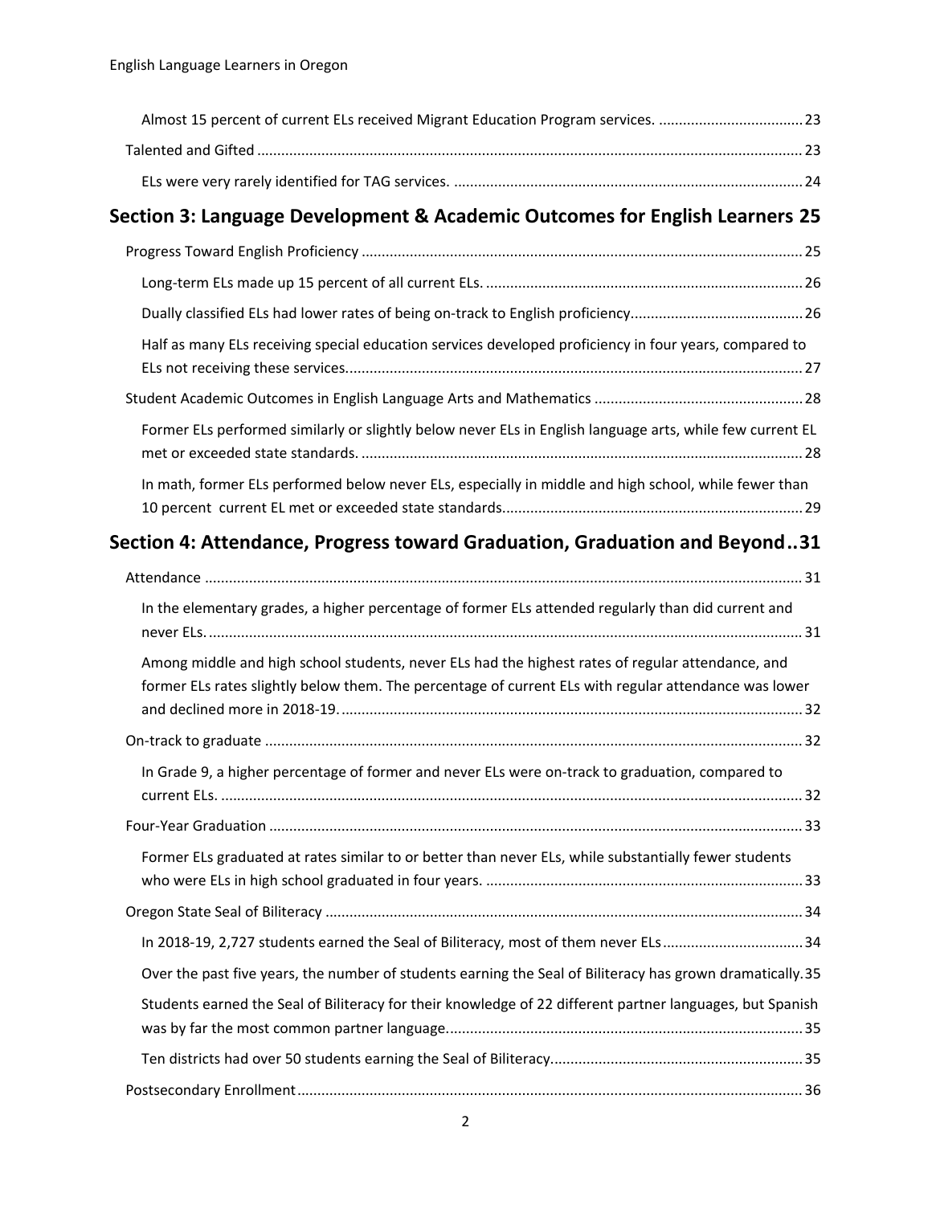Almost 15 percent of current ELs received Migrant Education Program services. .................................... 23

Talented and Gifted ........................................................................................................................ 23

ELs were very rarely identified for TAG services. ...................................................................................... 24

## Section 3: Language Development & Academic Outcomes for English Learners 25

Progress Toward English Proficiency ............................................................................................. 25

Long-term ELs made up 15 percent of all current ELs. ............................................................................... 26

Dually classified ELs had lower rates of being on-track to English proficiency.......................................... 26

Half as many ELs receiving special education services developed proficiency in four years, compared to ELs not receiving these services................................................................................................................ 27

Student Academic Outcomes in English Language Arts and Mathematics .................................................... 28

Former ELs performed similarly or slightly below never ELs in English language arts, while few current EL met or exceeded state standards. ............................................................................................................. 28

In math, former ELs performed below never ELs, especially in middle and high school, while fewer than 10 percent current EL met or exceeded state standards.......................................................................... 29

## Section 4: Attendance, Progress toward Graduation, Graduation and Beyond..31

Attendance ..................................................................................................................................... 31

In the elementary grades, a higher percentage of former ELs attended regularly than did current and never ELs. ................................................................................................................................................... 31

Among middle and high school students, never ELs had the highest rates of regular attendance, and former ELs rates slightly below them. The percentage of current ELs with regular attendance was lower and declined more in 2018-19. ................................................................................................................. 32

On-track to graduate ...................................................................................................................... 32

In Grade 9, a higher percentage of former and never ELs were on-track to graduation, compared to current ELs. ................................................................................................................................................ 32

Four-Year Graduation ..................................................................................................................... 33

Former ELs graduated at rates similar to or better than never ELs, while substantially fewer students who were ELs in high school graduated in four years. .............................................................................. 33

Oregon State Seal of Biliteracy ....................................................................................................... 34

In 2018-19, 2,727 students earned the Seal of Biliteracy, most of them never ELs................................... 34

Over the past five years, the number of students earning the Seal of Biliteracy has grown dramatically. 35

Students earned the Seal of Biliteracy for their knowledge of 22 different partner languages, but Spanish was by far the most common partner language........................................................................................ 35

Ten districts had over 50 students earning the Seal of Biliteracy.............................................................. 35

Postsecondary Enrollment.............................................................................................................. 36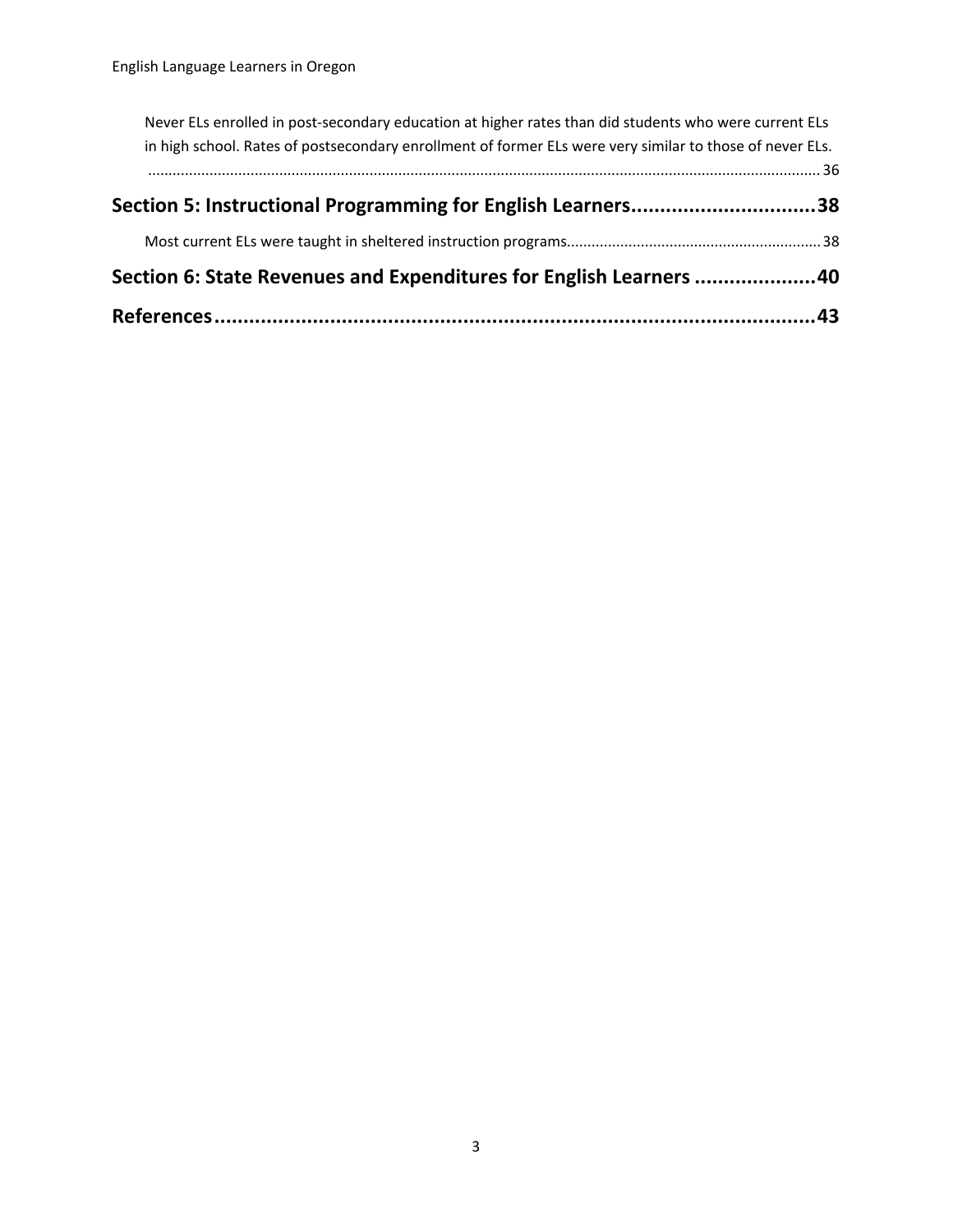Never ELs enrolled in post-secondary education at higher rates than did students who were current ELs in high school. Rates of postsecondary enrollment of former ELs were very similar to those of never ELs. .................................................................................................................................................... 36

**Section 5: Instructional Programming for English Learners................................38**

Most current ELs were taught in sheltered instruction programs............................................................. 38

**Section 6: State Revenues and Expenditures for English Learners .....................40**

**References.........................................................................................................43**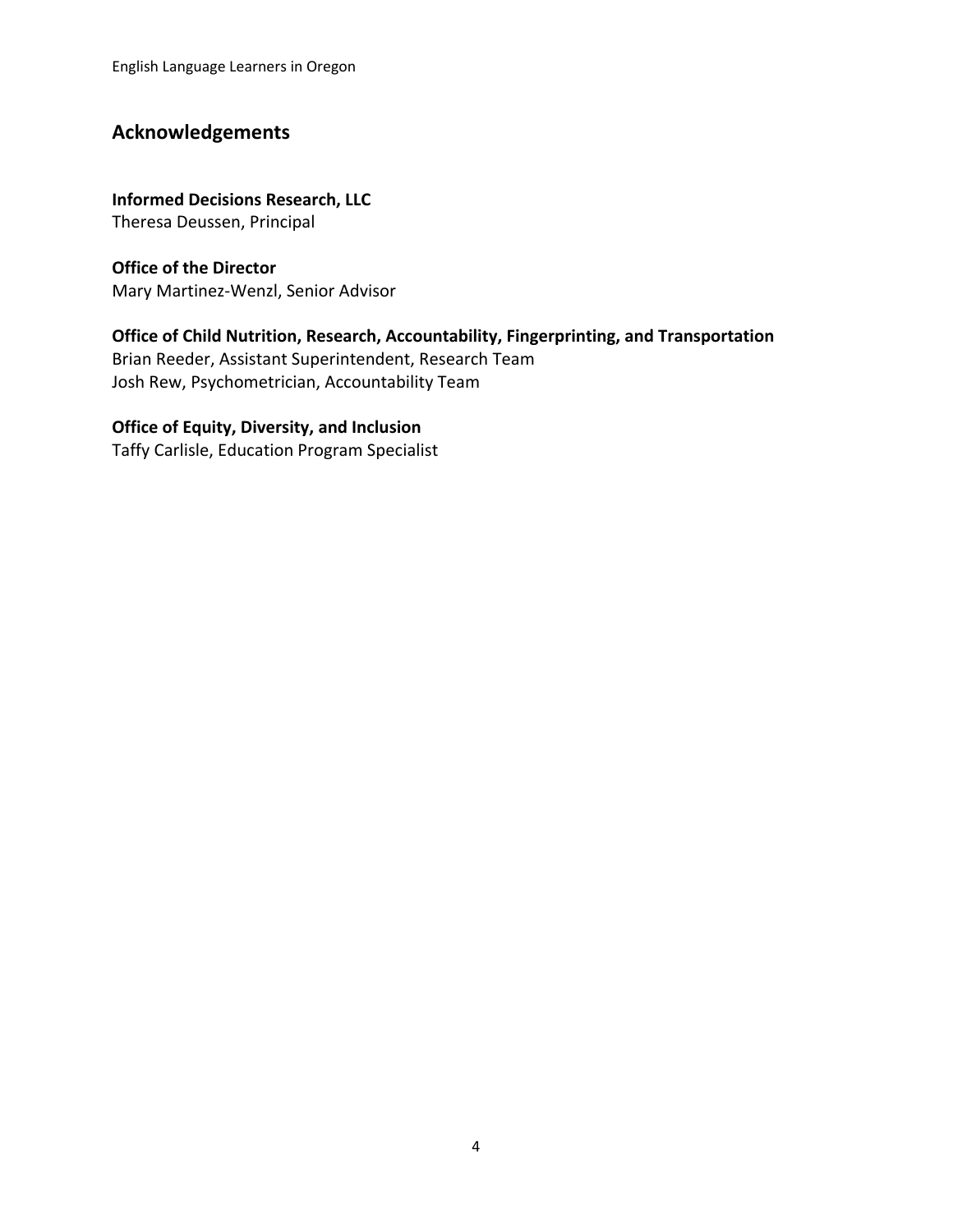## Acknowledgements

**Informed Decisions Research, LLC**
Theresa Deussen, Principal

**Office of the Director**
Mary Martinez-Wenzl, Senior Advisor

**Office of Child Nutrition, Research, Accountability, Fingerprinting, and Transportation**
Brian Reeder, Assistant Superintendent, Research Team
Josh Rew, Psychometrician, Accountability Team

**Office of Equity, Diversity, and Inclusion**
Taffy Carlisle, Education Program Specialist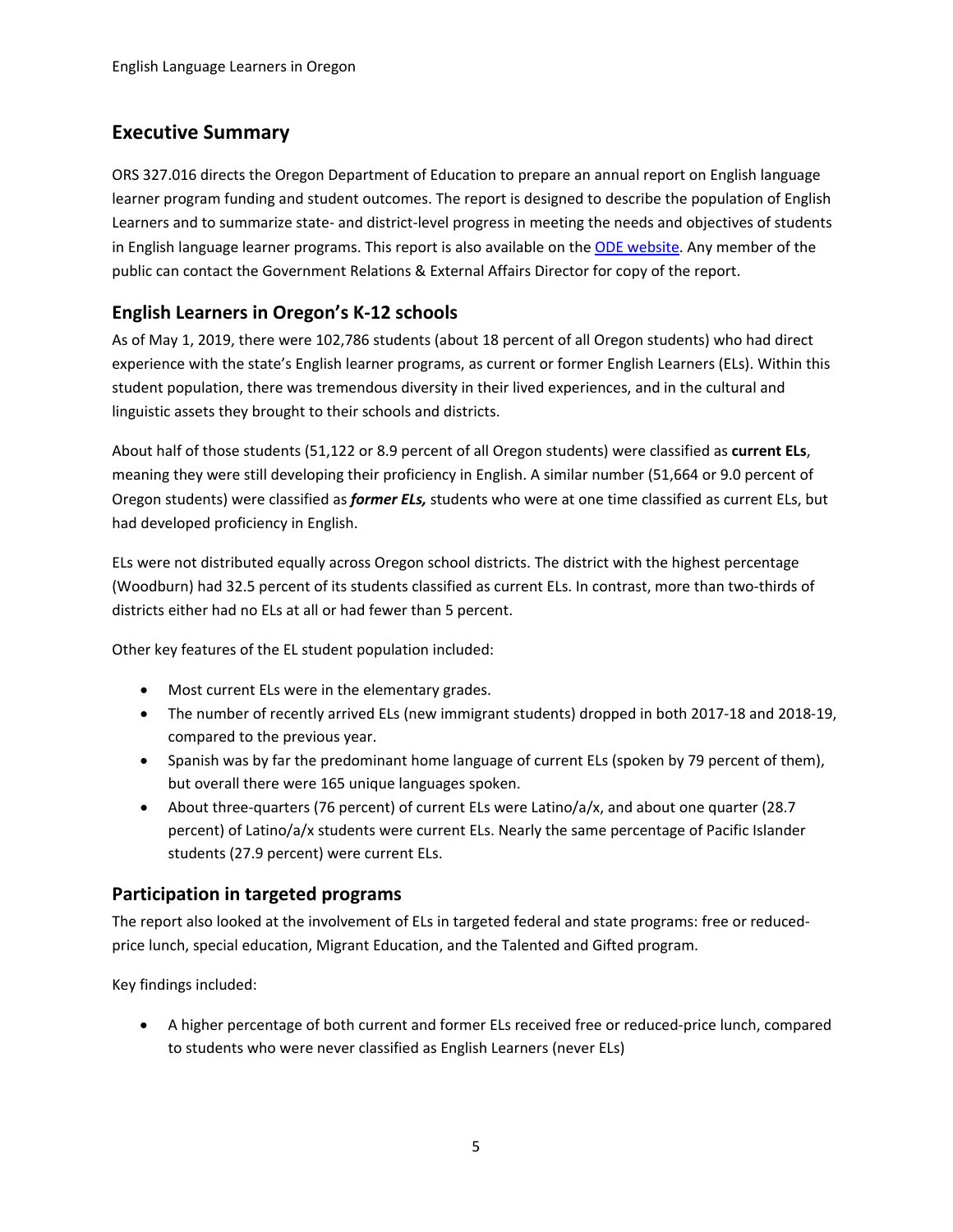## Executive Summary

ORS 327.016 directs the Oregon Department of Education to prepare an annual report on English language learner program funding and student outcomes. The report is designed to describe the population of English Learners and to summarize state- and district-level progress in meeting the needs and objectives of students in English language learner programs. This report is also available on the [ODE website](). Any member of the public can contact the Government Relations & External Affairs Director for copy of the report.

### English Learners in Oregon's K-12 schools

As of May 1, 2019, there were 102,786 students (about 18 percent of all Oregon students) who had direct experience with the state's English learner programs, as current or former English Learners (ELs). Within this student population, there was tremendous diversity in their lived experiences, and in the cultural and linguistic assets they brought to their schools and districts.

About half of those students (51,122 or 8.9 percent of all Oregon students) were classified as **current ELs**, meaning they were still developing their proficiency in English. A similar number (51,664 or 9.0 percent of Oregon students) were classified as ***former ELs,*** students who were at one time classified as current ELs, but had developed proficiency in English.

ELs were not distributed equally across Oregon school districts. The district with the highest percentage (Woodburn) had 32.5 percent of its students classified as current ELs. In contrast, more than two-thirds of districts either had no ELs at all or had fewer than 5 percent.

Other key features of the EL student population included:

- Most current ELs were in the elementary grades.
- The number of recently arrived ELs (new immigrant students) dropped in both 2017-18 and 2018-19, compared to the previous year.
- Spanish was by far the predominant home language of current ELs (spoken by 79 percent of them), but overall there were 165 unique languages spoken.
- About three-quarters (76 percent) of current ELs were Latino/a/x, and about one quarter (28.7 percent) of Latino/a/x students were current ELs. Nearly the same percentage of Pacific Islander students (27.9 percent) were current ELs.

### Participation in targeted programs

The report also looked at the involvement of ELs in targeted federal and state programs: free or reduced-price lunch, special education, Migrant Education, and the Talented and Gifted program.

Key findings included:

- A higher percentage of both current and former ELs received free or reduced-price lunch, compared to students who were never classified as English Learners (never ELs)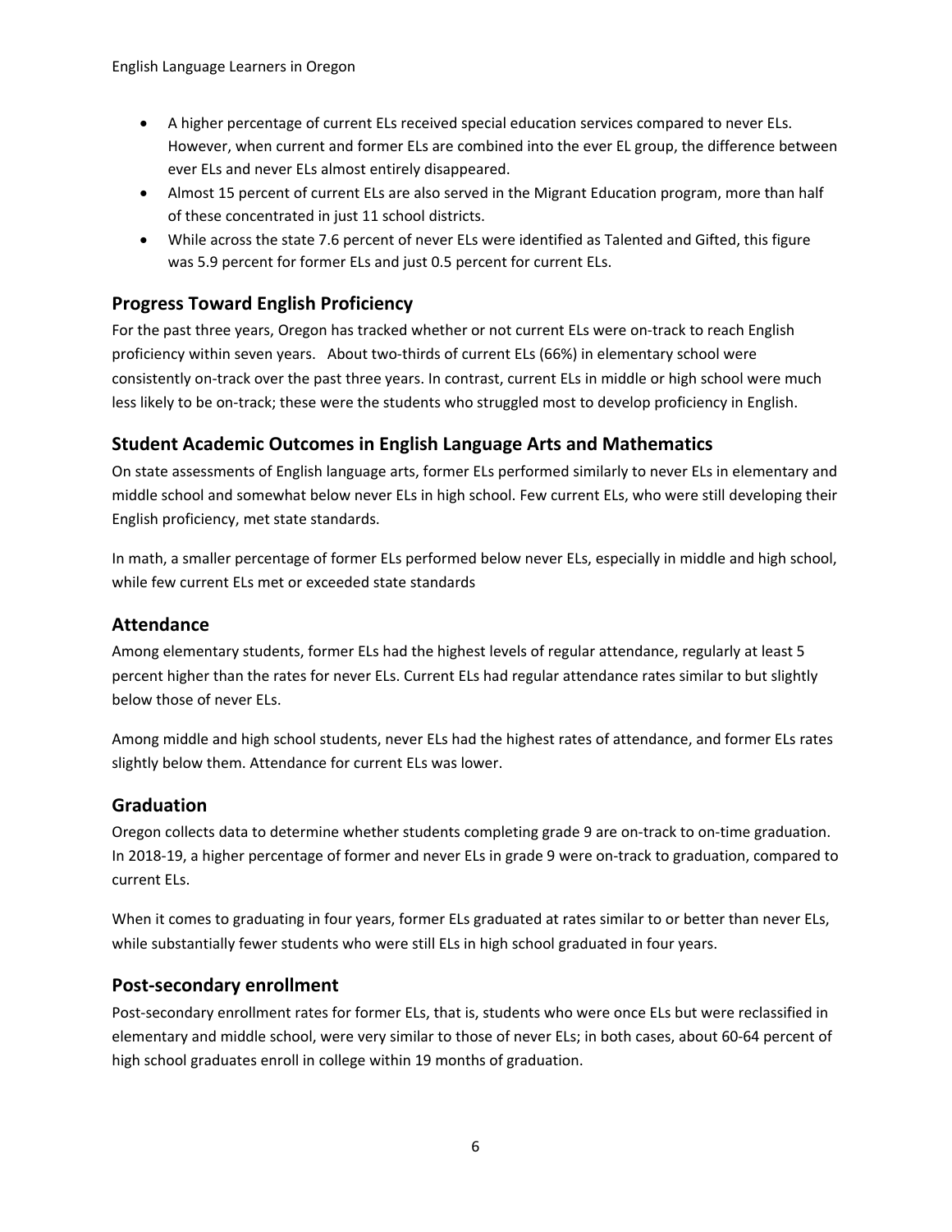- A higher percentage of current ELs received special education services compared to never ELs. However, when current and former ELs are combined into the ever EL group, the difference between ever ELs and never ELs almost entirely disappeared.
- Almost 15 percent of current ELs are also served in the Migrant Education program, more than half of these concentrated in just 11 school districts.
- While across the state 7.6 percent of never ELs were identified as Talented and Gifted, this figure was 5.9 percent for former ELs and just 0.5 percent for current ELs.

## Progress Toward English Proficiency

For the past three years, Oregon has tracked whether or not current ELs were on-track to reach English proficiency within seven years. About two-thirds of current ELs (66%) in elementary school were consistently on-track over the past three years. In contrast, current ELs in middle or high school were much less likely to be on-track; these were the students who struggled most to develop proficiency in English.

## Student Academic Outcomes in English Language Arts and Mathematics

On state assessments of English language arts, former ELs performed similarly to never ELs in elementary and middle school and somewhat below never ELs in high school. Few current ELs, who were still developing their English proficiency, met state standards.

In math, a smaller percentage of former ELs performed below never ELs, especially in middle and high school, while few current ELs met or exceeded state standards

## Attendance

Among elementary students, former ELs had the highest levels of regular attendance, regularly at least 5 percent higher than the rates for never ELs. Current ELs had regular attendance rates similar to but slightly below those of never ELs.

Among middle and high school students, never ELs had the highest rates of attendance, and former ELs rates slightly below them. Attendance for current ELs was lower.

## Graduation

Oregon collects data to determine whether students completing grade 9 are on-track to on-time graduation. In 2018-19, a higher percentage of former and never ELs in grade 9 were on-track to graduation, compared to current ELs.

When it comes to graduating in four years, former ELs graduated at rates similar to or better than never ELs, while substantially fewer students who were still ELs in high school graduated in four years.

## Post-secondary enrollment

Post-secondary enrollment rates for former ELs, that is, students who were once ELs but were reclassified in elementary and middle school, were very similar to those of never ELs; in both cases, about 60-64 percent of high school graduates enroll in college within 19 months of graduation.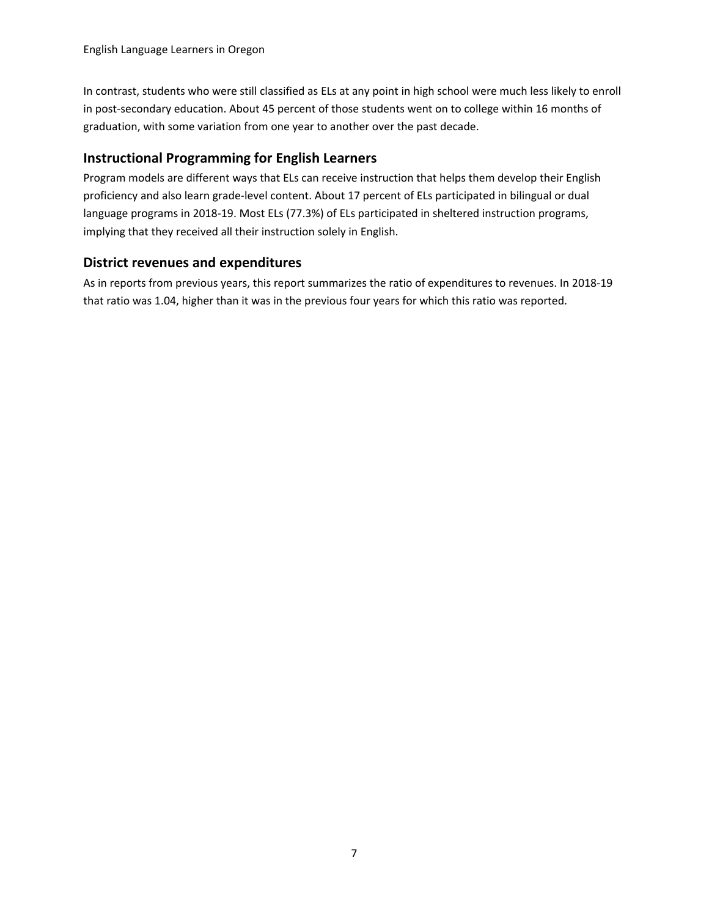In contrast, students who were still classified as ELs at any point in high school were much less likely to enroll in post-secondary education. About 45 percent of those students went on to college within 16 months of graduation, with some variation from one year to another over the past decade.

## Instructional Programming for English Learners

Program models are different ways that ELs can receive instruction that helps them develop their English proficiency and also learn grade-level content. About 17 percent of ELs participated in bilingual or dual language programs in 2018-19. Most ELs (77.3%) of ELs participated in sheltered instruction programs, implying that they received all their instruction solely in English.

## District revenues and expenditures

As in reports from previous years, this report summarizes the ratio of expenditures to revenues. In 2018-19 that ratio was 1.04, higher than it was in the previous four years for which this ratio was reported.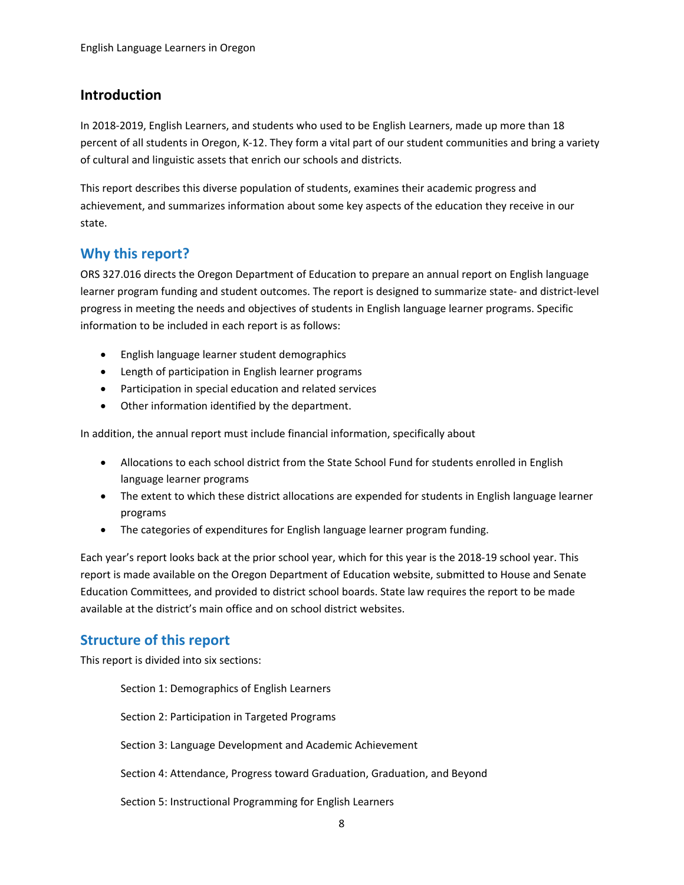## Introduction

In 2018-2019, English Learners, and students who used to be English Learners, made up more than 18 percent of all students in Oregon, K-12. They form a vital part of our student communities and bring a variety of cultural and linguistic assets that enrich our schools and districts.

This report describes this diverse population of students, examines their academic progress and achievement, and summarizes information about some key aspects of the education they receive in our state.

### Why this report?

ORS 327.016 directs the Oregon Department of Education to prepare an annual report on English language learner program funding and student outcomes. The report is designed to summarize state- and district-level progress in meeting the needs and objectives of students in English language learner programs. Specific information to be included in each report is as follows:

- English language learner student demographics
- Length of participation in English learner programs
- Participation in special education and related services
- Other information identified by the department.

In addition, the annual report must include financial information, specifically about

- Allocations to each school district from the State School Fund for students enrolled in English language learner programs
- The extent to which these district allocations are expended for students in English language learner programs
- The categories of expenditures for English language learner program funding.

Each year's report looks back at the prior school year, which for this year is the 2018-19 school year. This report is made available on the Oregon Department of Education website, submitted to House and Senate Education Committees, and provided to district school boards. State law requires the report to be made available at the district's main office and on school district websites.

### Structure of this report

This report is divided into six sections:

Section 1: Demographics of English Learners

Section 2: Participation in Targeted Programs

Section 3: Language Development and Academic Achievement

Section 4: Attendance, Progress toward Graduation, Graduation, and Beyond

Section 5: Instructional Programming for English Learners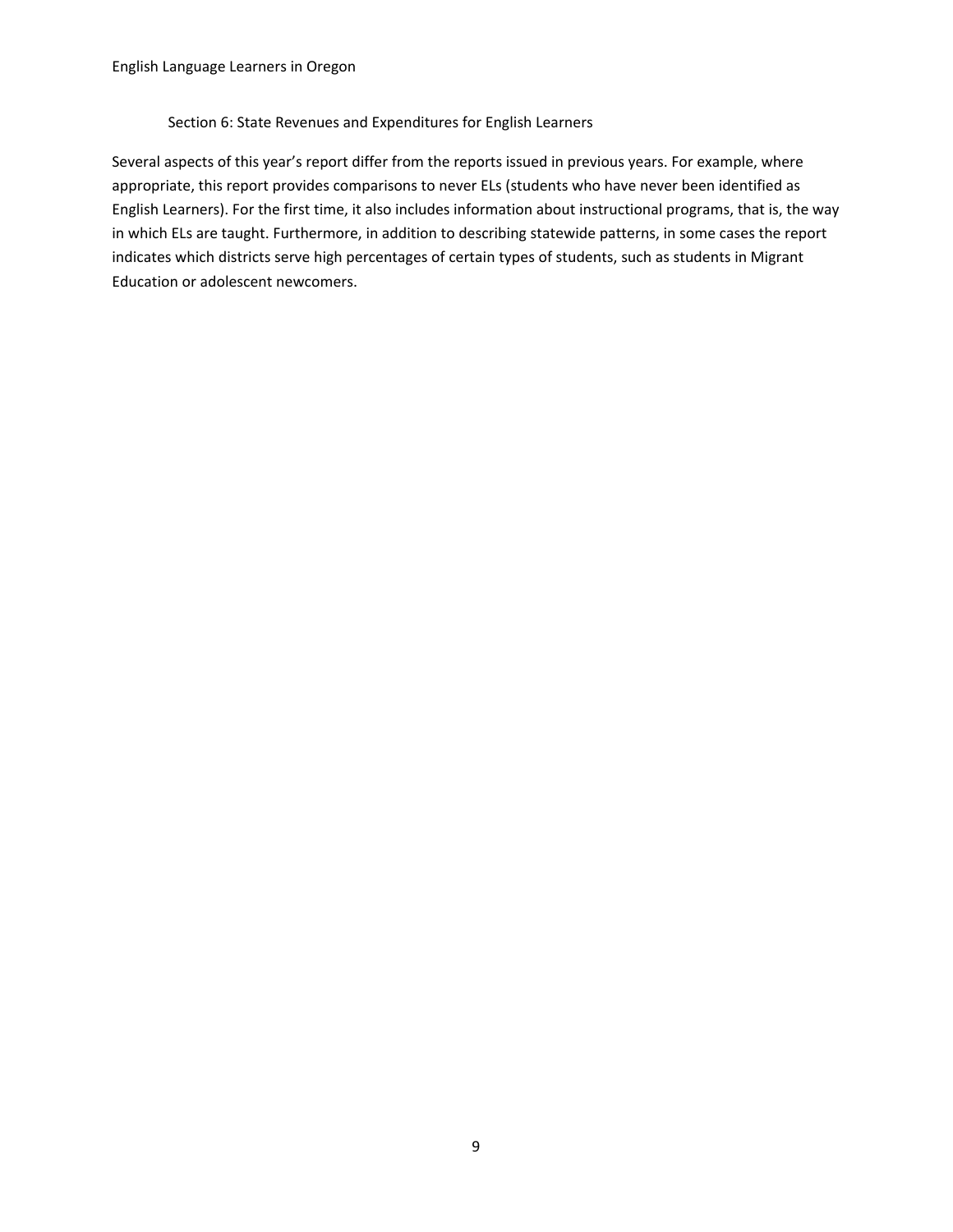Section 6: State Revenues and Expenditures for English Learners

Several aspects of this year's report differ from the reports issued in previous years. For example, where appropriate, this report provides comparisons to never ELs (students who have never been identified as English Learners). For the first time, it also includes information about instructional programs, that is, the way in which ELs are taught. Furthermore, in addition to describing statewide patterns, in some cases the report indicates which districts serve high percentages of certain types of students, such as students in Migrant Education or adolescent newcomers.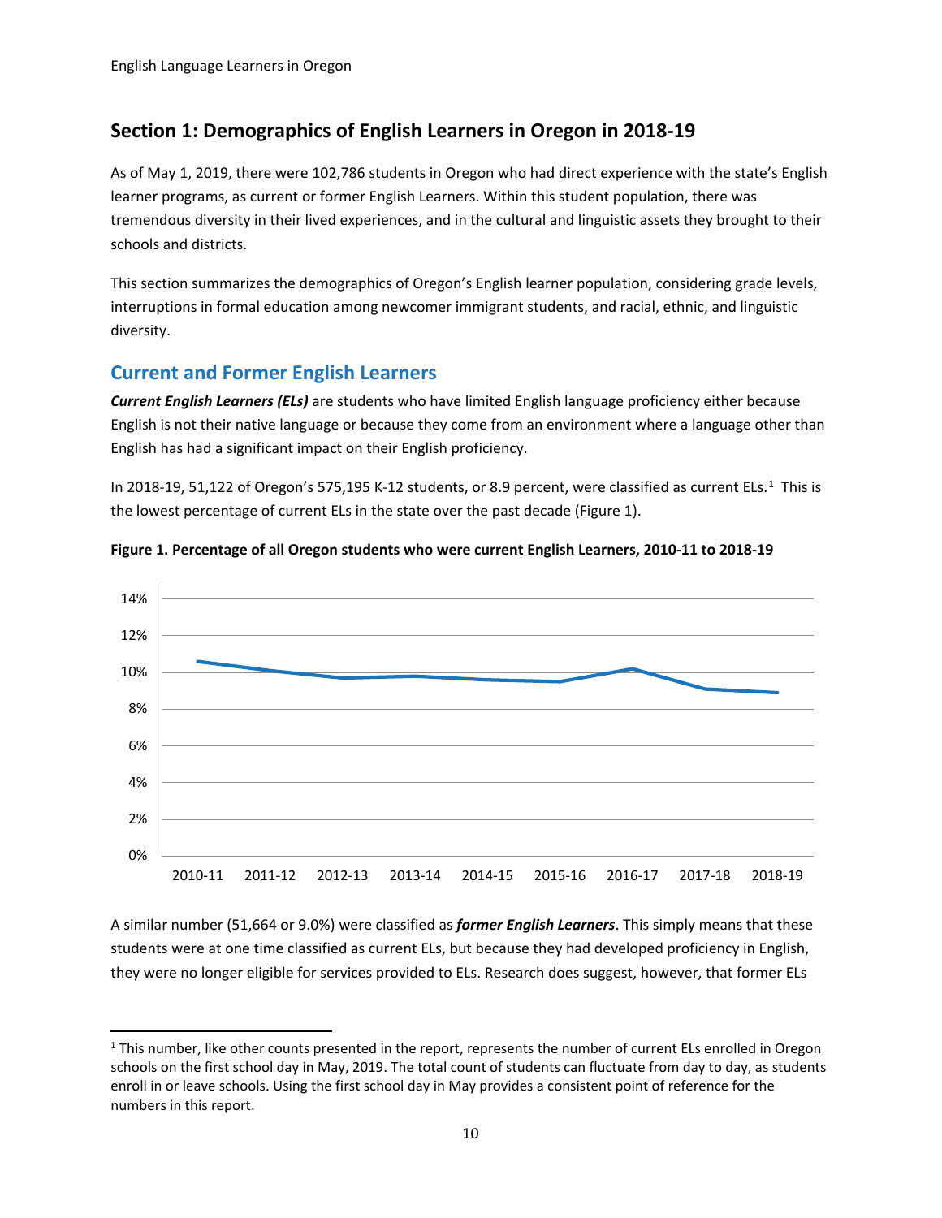## Section 1: Demographics of English Learners in Oregon in 2018-19

As of May 1, 2019, there were 102,786 students in Oregon who had direct experience with the state's English learner programs, as current or former English Learners. Within this student population, there was tremendous diversity in their lived experiences, and in the cultural and linguistic assets they brought to their schools and districts.

This section summarizes the demographics of Oregon's English learner population, considering grade levels, interruptions in formal education among newcomer immigrant students, and racial, ethnic, and linguistic diversity.

### Current and Former English Learners

***Current English Learners (ELs)*** are students who have limited English language proficiency either because English is not their native language or because they come from an environment where a language other than English has had a significant impact on their English proficiency.

In 2018-19, 51,122 of Oregon's 575,195 K-12 students, or 8.9 percent, were classified as current ELs.[1] This is the lowest percentage of current ELs in the state over the past decade (Figure 1).

**Figure 1. Percentage of all Oregon students who were current English Learners, 2010-11 to 2018-19**

A similar number (51,664 or 9.0%) were classified as ***former English Learners***. This simply means that these students were at one time classified as current ELs, but because they had developed proficiency in English, they were no longer eligible for services provided to ELs. Research does suggest, however, that former ELs

[1] This number, like other counts presented in the report, represents the number of current ELs enrolled in Oregon schools on the first school day in May, 2019. The total count of students can fluctuate from day to day, as students enroll in or leave schools. Using the first school day in May provides a consistent point of reference for the numbers in this report.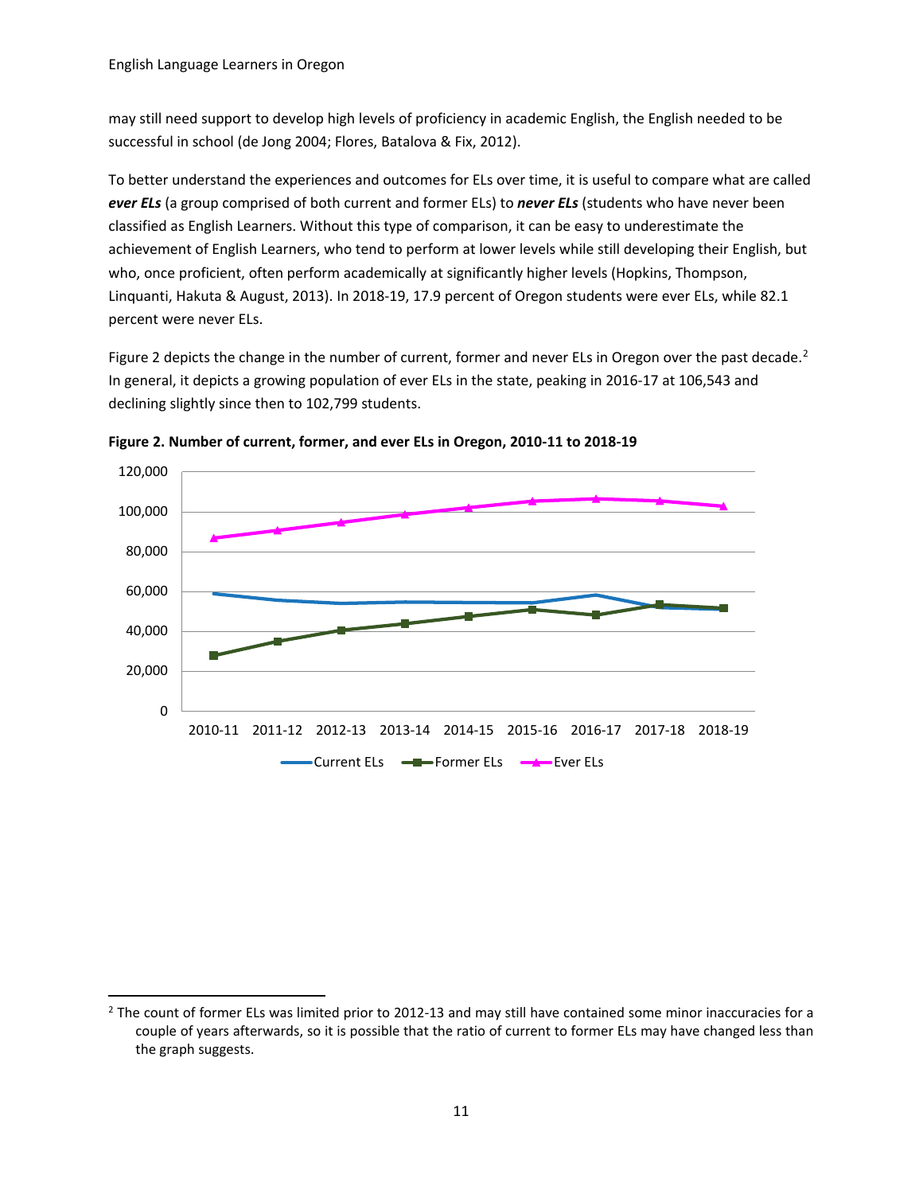may still need support to develop high levels of proficiency in academic English, the English needed to be successful in school (de Jong 2004; Flores, Batalova & Fix, 2012).

To better understand the experiences and outcomes for ELs over time, it is useful to compare what are called ***ever ELs*** (a group comprised of both current and former ELs) to ***never ELs*** (students who have never been classified as English Learners. Without this type of comparison, it can be easy to underestimate the achievement of English Learners, who tend to perform at lower levels while still developing their English, but who, once proficient, often perform academically at significantly higher levels (Hopkins, Thompson, Linquanti, Hakuta & August, 2013). In 2018-19, 17.9 percent of Oregon students were ever ELs, while 82.1 percent were never ELs.

Figure 2 depicts the change in the number of current, former and never ELs in Oregon over the past decade.[2] In general, it depicts a growing population of ever ELs in the state, peaking in 2016-17 at 106,543 and declining slightly since then to 102,799 students.

**Figure 2. Number of current, former, and ever ELs in Oregon, 2010-11 to 2018-19**

[2] The count of former ELs was limited prior to 2012-13 and may still have contained some minor inaccuracies for a couple of years afterwards, so it is possible that the ratio of current to former ELs may have changed less than the graph suggests.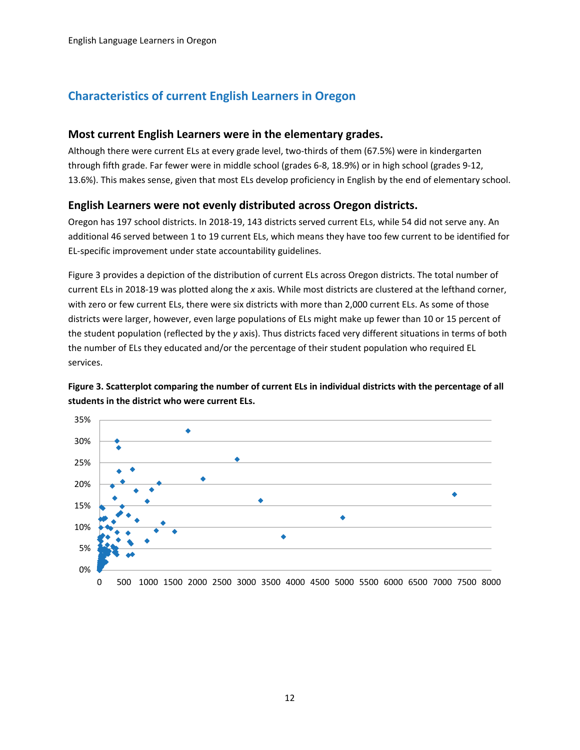## Characteristics of current English Learners in Oregon

### Most current English Learners were in the elementary grades.

Although there were current ELs at every grade level, two-thirds of them (67.5%) were in kindergarten through fifth grade. Far fewer were in middle school (grades 6-8, 18.9%) or in high school (grades 9-12, 13.6%). This makes sense, given that most ELs develop proficiency in English by the end of elementary school.

### English Learners were not evenly distributed across Oregon districts.

Oregon has 197 school districts. In 2018-19, 143 districts served current ELs, while 54 did not serve any. An additional 46 served between 1 to 19 current ELs, which means they have too few current to be identified for EL-specific improvement under state accountability guidelines.

Figure 3 provides a depiction of the distribution of current ELs across Oregon districts. The total number of current ELs in 2018-19 was plotted along the *x* axis. While most districts are clustered at the lefthand corner, with zero or few current ELs, there were six districts with more than 2,000 current ELs. As some of those districts were larger, however, even large populations of ELs might make up fewer than 10 or 15 percent of the student population (reflected by the *y* axis). Thus districts faced very different situations in terms of both the number of ELs they educated and/or the percentage of their student population who required EL services.

**Figure 3. Scatterplot comparing the number of current ELs in individual districts with the percentage of all students in the district who were current ELs.**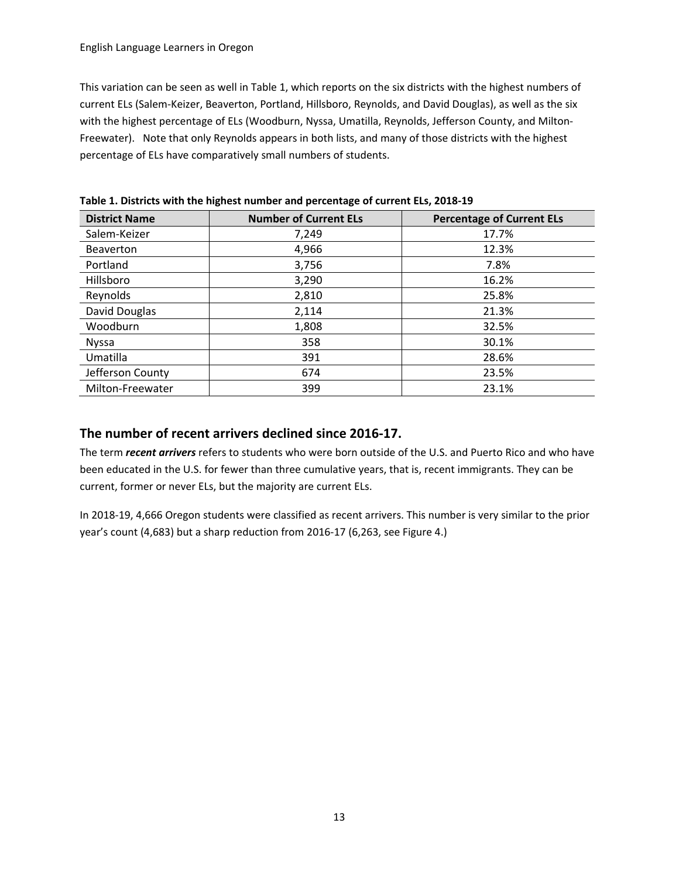This variation can be seen as well in Table 1, which reports on the six districts with the highest numbers of current ELs (Salem-Keizer, Beaverton, Portland, Hillsboro, Reynolds, and David Douglas), as well as the six with the highest percentage of ELs (Woodburn, Nyssa, Umatilla, Reynolds, Jefferson County, and Milton-Freewater). Note that only Reynolds appears in both lists, and many of those districts with the highest percentage of ELs have comparatively small numbers of students.

**Table 1. Districts with the highest number and percentage of current ELs, 2018-19**

| District Name | Number of Current ELs | Percentage of Current ELs |
|---|---|---|
| Salem-Keizer | 7,249 | 17.7% |
| Beaverton | 4,966 | 12.3% |
| Portland | 3,756 | 7.8% |
| Hillsboro | 3,290 | 16.2% |
| Reynolds | 2,810 | 25.8% |
| David Douglas | 2,114 | 21.3% |
| Woodburn | 1,808 | 32.5% |
| Nyssa | 358 | 30.1% |
| Umatilla | 391 | 28.6% |
| Jefferson County | 674 | 23.5% |
| Milton-Freewater | 399 | 23.1% |

## The number of recent arrivers declined since 2016-17.

The term ***recent arrivers*** refers to students who were born outside of the U.S. and Puerto Rico and who have been educated in the U.S. for fewer than three cumulative years, that is, recent immigrants. They can be current, former or never ELs, but the majority are current ELs.

In 2018-19, 4,666 Oregon students were classified as recent arrivers. This number is very similar to the prior year's count (4,683) but a sharp reduction from 2016-17 (6,263, see Figure 4.)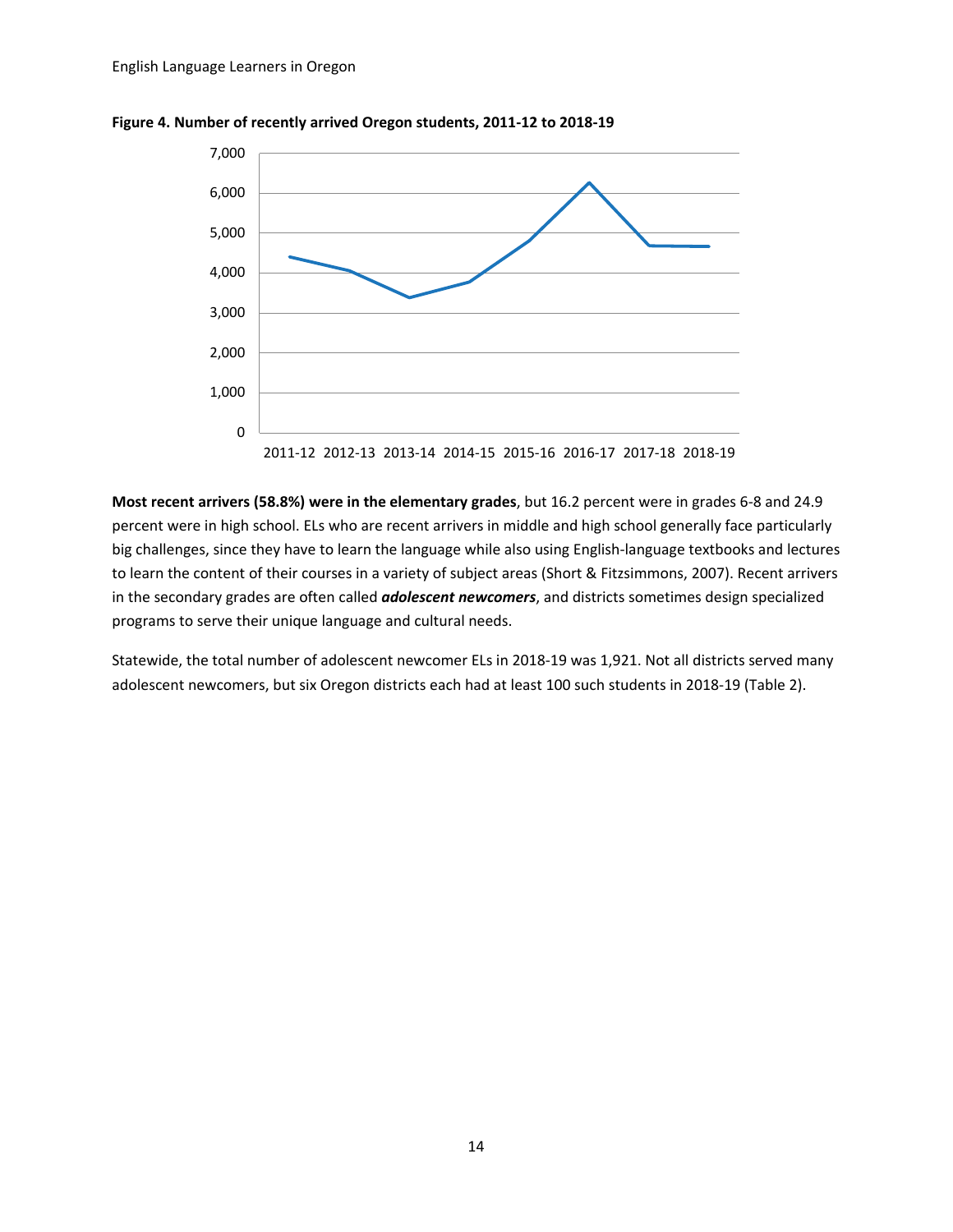**Figure 4. Number of recently arrived Oregon students, 2011-12 to 2018-19**

**Most recent arrivers (58.8%) were in the elementary grades**, but 16.2 percent were in grades 6-8 and 24.9 percent were in high school. ELs who are recent arrivers in middle and high school generally face particularly big challenges, since they have to learn the language while also using English-language textbooks and lectures to learn the content of their courses in a variety of subject areas (Short & Fitzsimmons, 2007). Recent arrivers in the secondary grades are often called ***adolescent newcomers***, and districts sometimes design specialized programs to serve their unique language and cultural needs.

Statewide, the total number of adolescent newcomer ELs in 2018-19 was 1,921. Not all districts served many adolescent newcomers, but six Oregon districts each had at least 100 such students in 2018-19 (Table 2).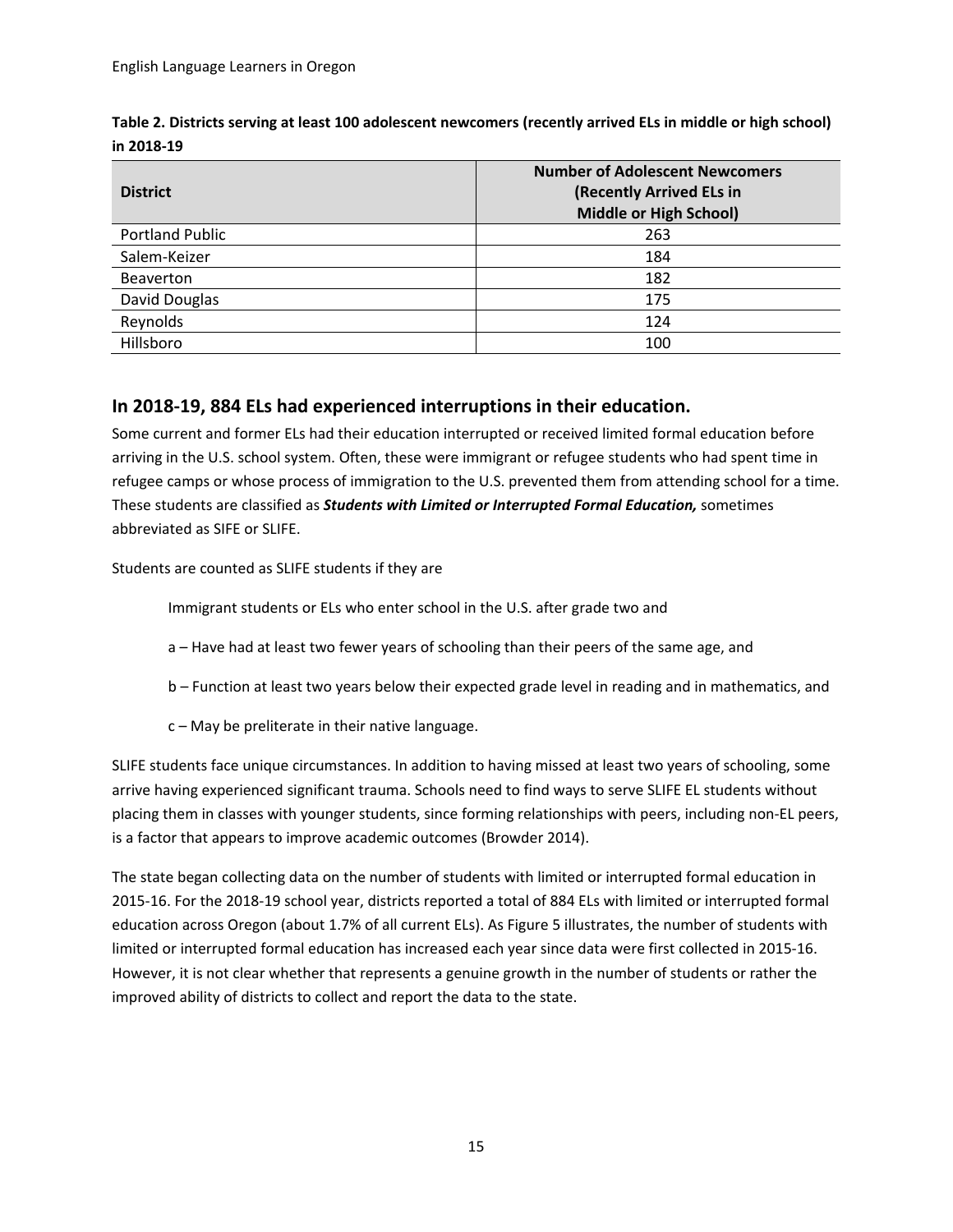**Table 2. Districts serving at least 100 adolescent newcomers (recently arrived ELs in middle or high school) in 2018-19**

| District | Number of Adolescent Newcomers (Recently Arrived ELs in Middle or High School) |
|---|---|
| Portland Public | 263 |
| Salem-Keizer | 184 |
| Beaverton | 182 |
| David Douglas | 175 |
| Reynolds | 124 |
| Hillsboro | 100 |

## In 2018-19, 884 ELs had experienced interruptions in their education.

Some current and former ELs had their education interrupted or received limited formal education before arriving in the U.S. school system. Often, these were immigrant or refugee students who had spent time in refugee camps or whose process of immigration to the U.S. prevented them from attending school for a time. These students are classified as ***Students with Limited or Interrupted Formal Education,*** sometimes abbreviated as SIFE or SLIFE.

Students are counted as SLIFE students if they are

> Immigrant students or ELs who enter school in the U.S. after grade two and
>
> a – Have had at least two fewer years of schooling than their peers of the same age, and
>
> b – Function at least two years below their expected grade level in reading and in mathematics, and
>
> c – May be preliterate in their native language.

SLIFE students face unique circumstances. In addition to having missed at least two years of schooling, some arrive having experienced significant trauma. Schools need to find ways to serve SLIFE EL students without placing them in classes with younger students, since forming relationships with peers, including non-EL peers, is a factor that appears to improve academic outcomes (Browder 2014).

The state began collecting data on the number of students with limited or interrupted formal education in 2015-16. For the 2018-19 school year, districts reported a total of 884 ELs with limited or interrupted formal education across Oregon (about 1.7% of all current ELs). As Figure 5 illustrates, the number of students with limited or interrupted formal education has increased each year since data were first collected in 2015-16. However, it is not clear whether that represents a genuine growth in the number of students or rather the improved ability of districts to collect and report the data to the state.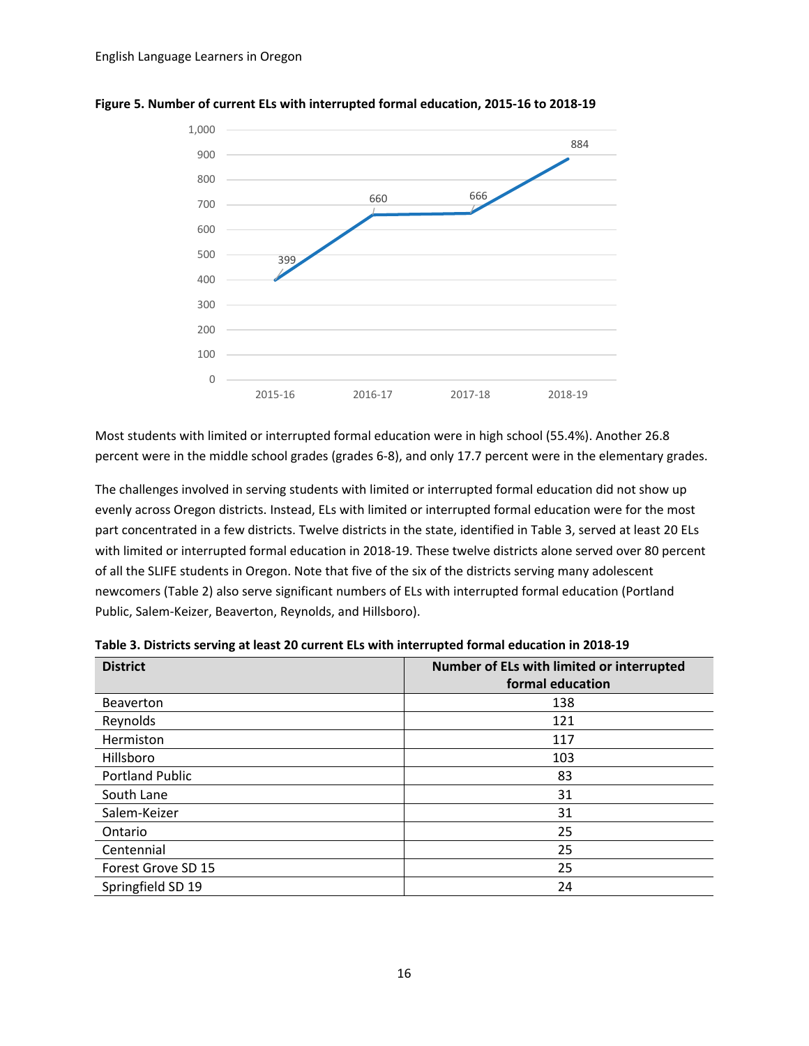**Figure 5. Number of current ELs with interrupted formal education, 2015-16 to 2018-19**

Most students with limited or interrupted formal education were in high school (55.4%). Another 26.8 percent were in the middle school grades (grades 6-8), and only 17.7 percent were in the elementary grades.

The challenges involved in serving students with limited or interrupted formal education did not show up evenly across Oregon districts. Instead, ELs with limited or interrupted formal education were for the most part concentrated in a few districts. Twelve districts in the state, identified in Table 3, served at least 20 ELs with limited or interrupted formal education in 2018-19. These twelve districts alone served over 80 percent of all the SLIFE students in Oregon. Note that five of the six of the districts serving many adolescent newcomers (Table 2) also serve significant numbers of ELs with interrupted formal education (Portland Public, Salem-Keizer, Beaverton, Reynolds, and Hillsboro).

**Table 3. Districts serving at least 20 current ELs with interrupted formal education in 2018-19**

| District | Number of ELs with limited or interrupted formal education |
|---|---|
| Beaverton | 138 |
| Reynolds | 121 |
| Hermiston | 117 |
| Hillsboro | 103 |
| Portland Public | 83 |
| South Lane | 31 |
| Salem-Keizer | 31 |
| Ontario | 25 |
| Centennial | 25 |
| Forest Grove SD 15 | 25 |
| Springfield SD 19 | 24 |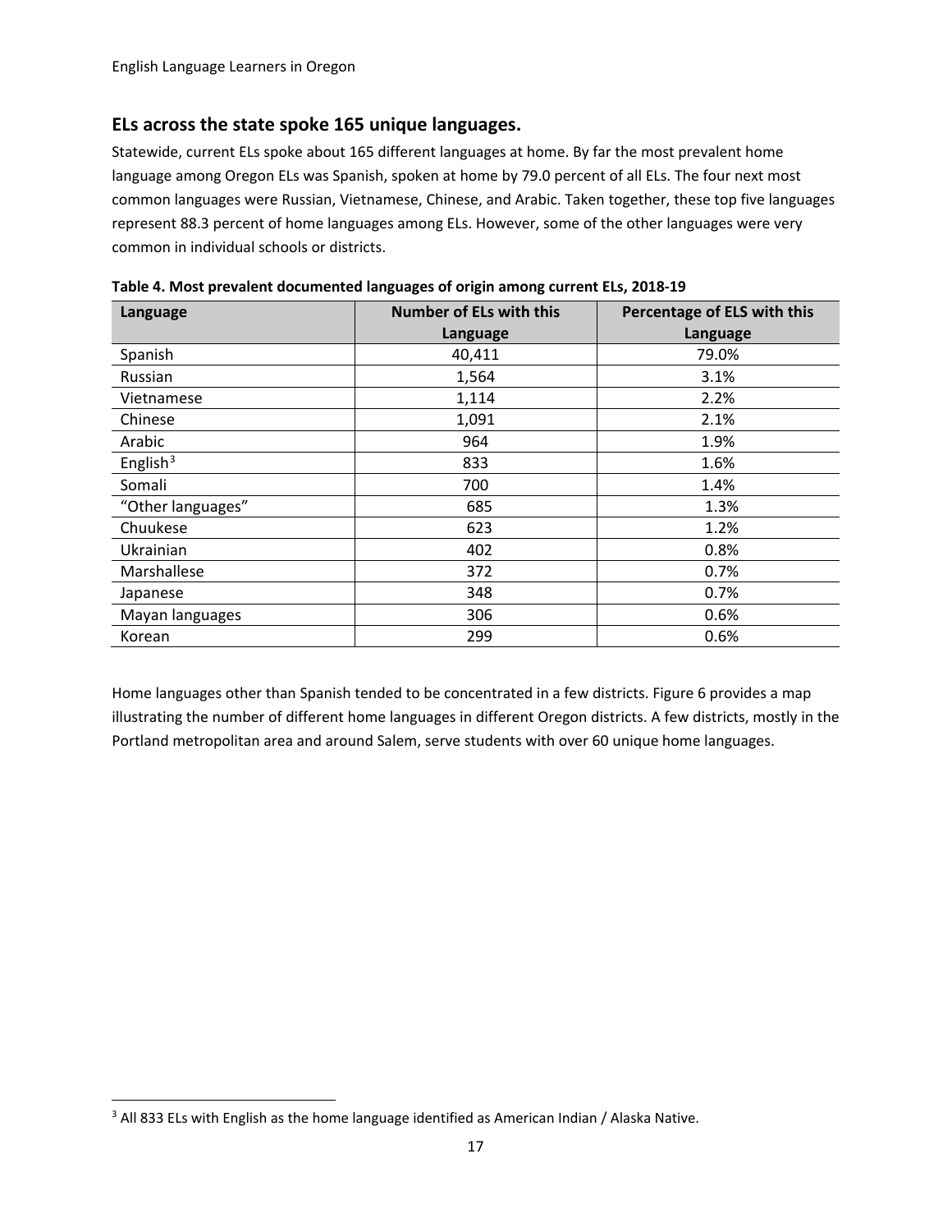## ELs across the state spoke 165 unique languages.

Statewide, current ELs spoke about 165 different languages at home. By far the most prevalent home language among Oregon ELs was Spanish, spoken at home by 79.0 percent of all ELs. The four next most common languages were Russian, Vietnamese, Chinese, and Arabic. Taken together, these top five languages represent 88.3 percent of home languages among ELs. However, some of the other languages were very common in individual schools or districts.

**Table 4. Most prevalent documented languages of origin among current ELs, 2018-19**

| Language | Number of ELs with this Language | Percentage of ELS with this Language |
|---|---|---|
| Spanish | 40,411 | 79.0% |
| Russian | 1,564 | 3.1% |
| Vietnamese | 1,114 | 2.2% |
| Chinese | 1,091 | 2.1% |
| Arabic | 964 | 1.9% |
| English[3] | 833 | 1.6% |
| Somali | 700 | 1.4% |
| "Other languages" | 685 | 1.3% |
| Chuukese | 623 | 1.2% |
| Ukrainian | 402 | 0.8% |
| Marshallese | 372 | 0.7% |
| Japanese | 348 | 0.7% |
| Mayan languages | 306 | 0.6% |
| Korean | 299 | 0.6% |

Home languages other than Spanish tended to be concentrated in a few districts. Figure 6 provides a map illustrating the number of different home languages in different Oregon districts. A few districts, mostly in the Portland metropolitan area and around Salem, serve students with over 60 unique home languages.

[3] All 833 ELs with English as the home language identified as American Indian / Alaska Native.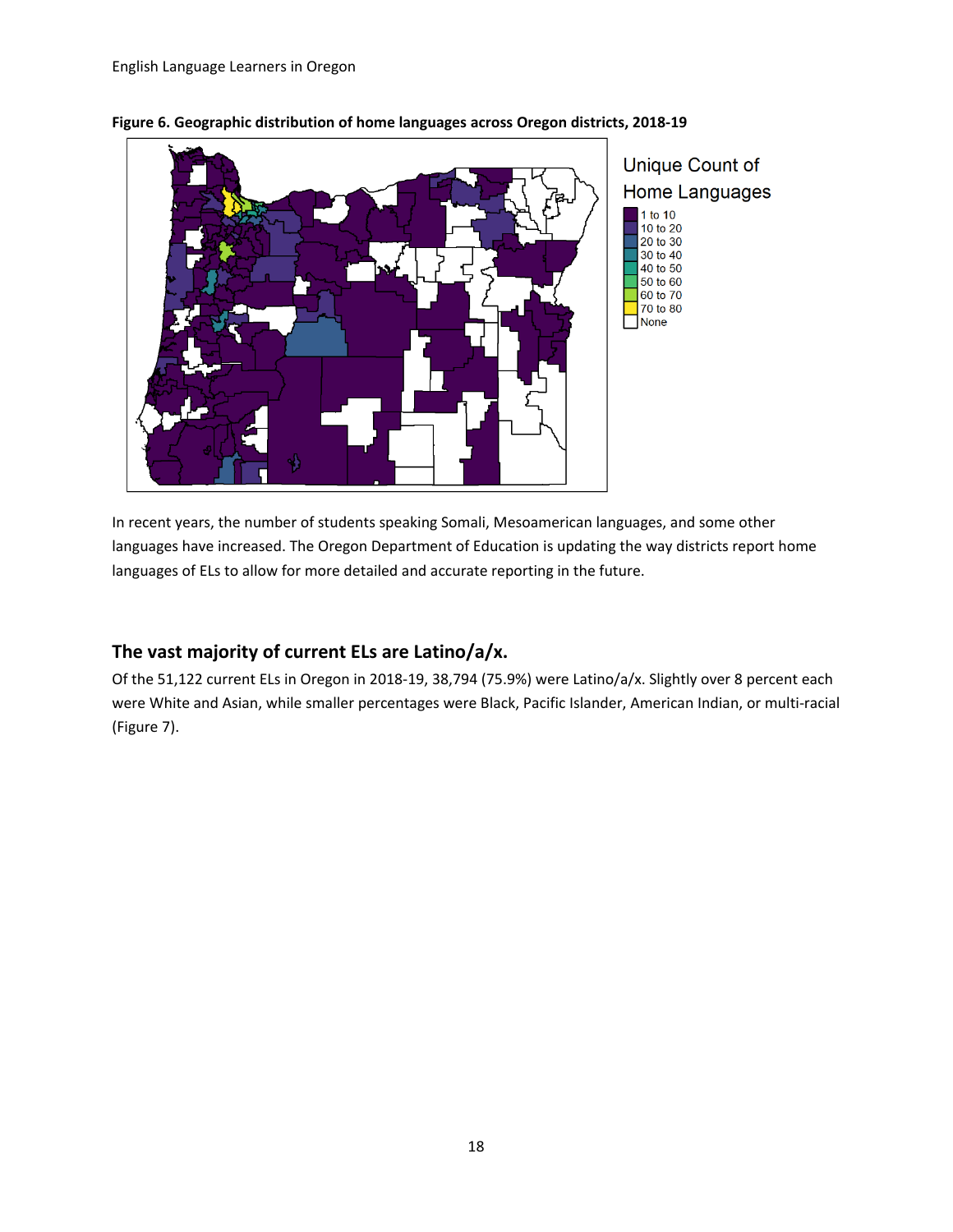**Figure 6. Geographic distribution of home languages across Oregon districts, 2018-19**

In recent years, the number of students speaking Somali, Mesoamerican languages, and some other languages have increased. The Oregon Department of Education is updating the way districts report home languages of ELs to allow for more detailed and accurate reporting in the future.

## The vast majority of current ELs are Latino/a/x.

Of the 51,122 current ELs in Oregon in 2018-19, 38,794 (75.9%) were Latino/a/x. Slightly over 8 percent each were White and Asian, while smaller percentages were Black, Pacific Islander, American Indian, or multi-racial (Figure 7).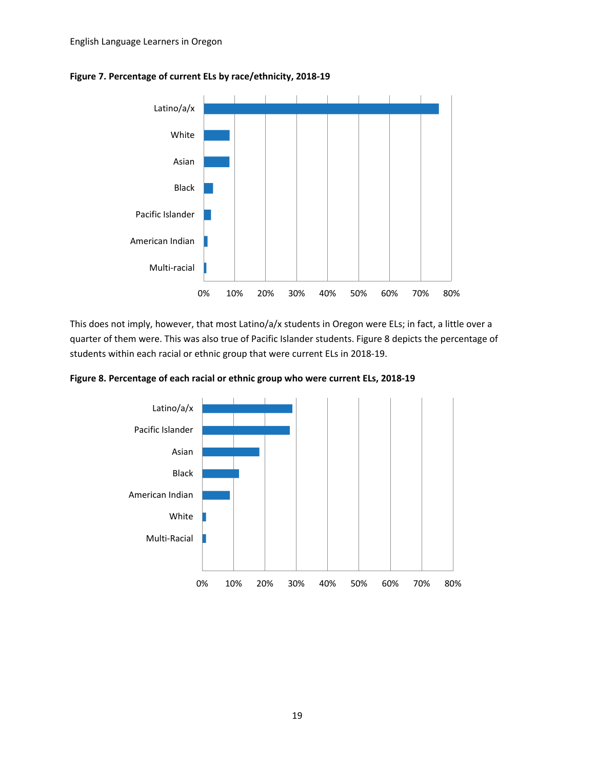**Figure 7. Percentage of current ELs by race/ethnicity, 2018-19**

This does not imply, however, that most Latino/a/x students in Oregon were ELs; in fact, a little over a quarter of them were. This was also true of Pacific Islander students. Figure 8 depicts the percentage of students within each racial or ethnic group that were current ELs in 2018-19.

**Figure 8. Percentage of each racial or ethnic group who were current ELs, 2018-19**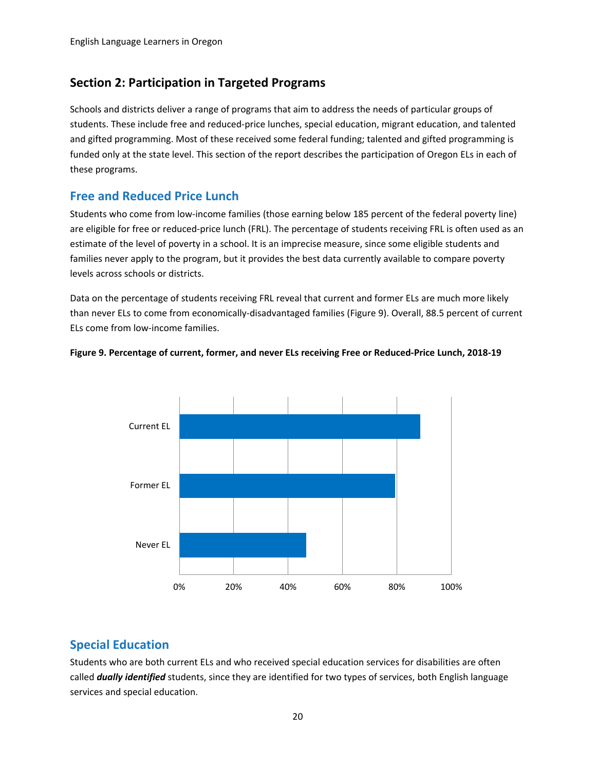## Section 2: Participation in Targeted Programs

Schools and districts deliver a range of programs that aim to address the needs of particular groups of students. These include free and reduced-price lunches, special education, migrant education, and talented and gifted programming. Most of these received some federal funding; talented and gifted programming is funded only at the state level. This section of the report describes the participation of Oregon ELs in each of these programs.

### Free and Reduced Price Lunch

Students who come from low-income families (those earning below 185 percent of the federal poverty line) are eligible for free or reduced-price lunch (FRL). The percentage of students receiving FRL is often used as an estimate of the level of poverty in a school. It is an imprecise measure, since some eligible students and families never apply to the program, but it provides the best data currently available to compare poverty levels across schools or districts.

Data on the percentage of students receiving FRL reveal that current and former ELs are much more likely than never ELs to come from economically-disadvantaged families (Figure 9). Overall, 88.5 percent of current ELs come from low-income families.

**Figure 9. Percentage of current, former, and never ELs receiving Free or Reduced-Price Lunch, 2018-19**

### Special Education

Students who are both current ELs and who received special education services for disabilities are often called ***dually identified*** students, since they are identified for two types of services, both English language services and special education.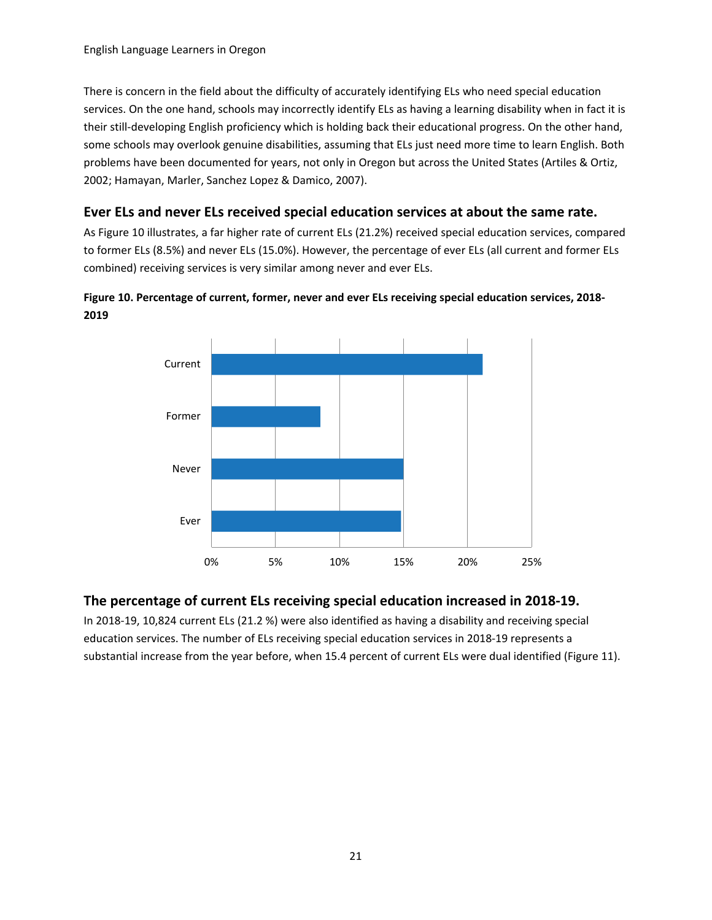There is concern in the field about the difficulty of accurately identifying ELs who need special education services. On the one hand, schools may incorrectly identify ELs as having a learning disability when in fact it is their still-developing English proficiency which is holding back their educational progress. On the other hand, some schools may overlook genuine disabilities, assuming that ELs just need more time to learn English. Both problems have been documented for years, not only in Oregon but across the United States (Artiles & Ortiz, 2002; Hamayan, Marler, Sanchez Lopez & Damico, 2007).

## Ever ELs and never ELs received special education services at about the same rate.

As Figure 10 illustrates, a far higher rate of current ELs (21.2%) received special education services, compared to former ELs (8.5%) and never ELs (15.0%). However, the percentage of ever ELs (all current and former ELs combined) receiving services is very similar among never and ever ELs.

**Figure 10. Percentage of current, former, never and ever ELs receiving special education services, 2018-2019**

| Group | Percentage |
|---|---|
| Current | 21.2% |
| Former | 8.5% |
| Never | 15.0% |
| Ever | ~15% |

## The percentage of current ELs receiving special education increased in 2018-19.

In 2018-19, 10,824 current ELs (21.2 %) were also identified as having a disability and receiving special education services. The number of ELs receiving special education services in 2018-19 represents a substantial increase from the year before, when 15.4 percent of current ELs were dual identified (Figure 11).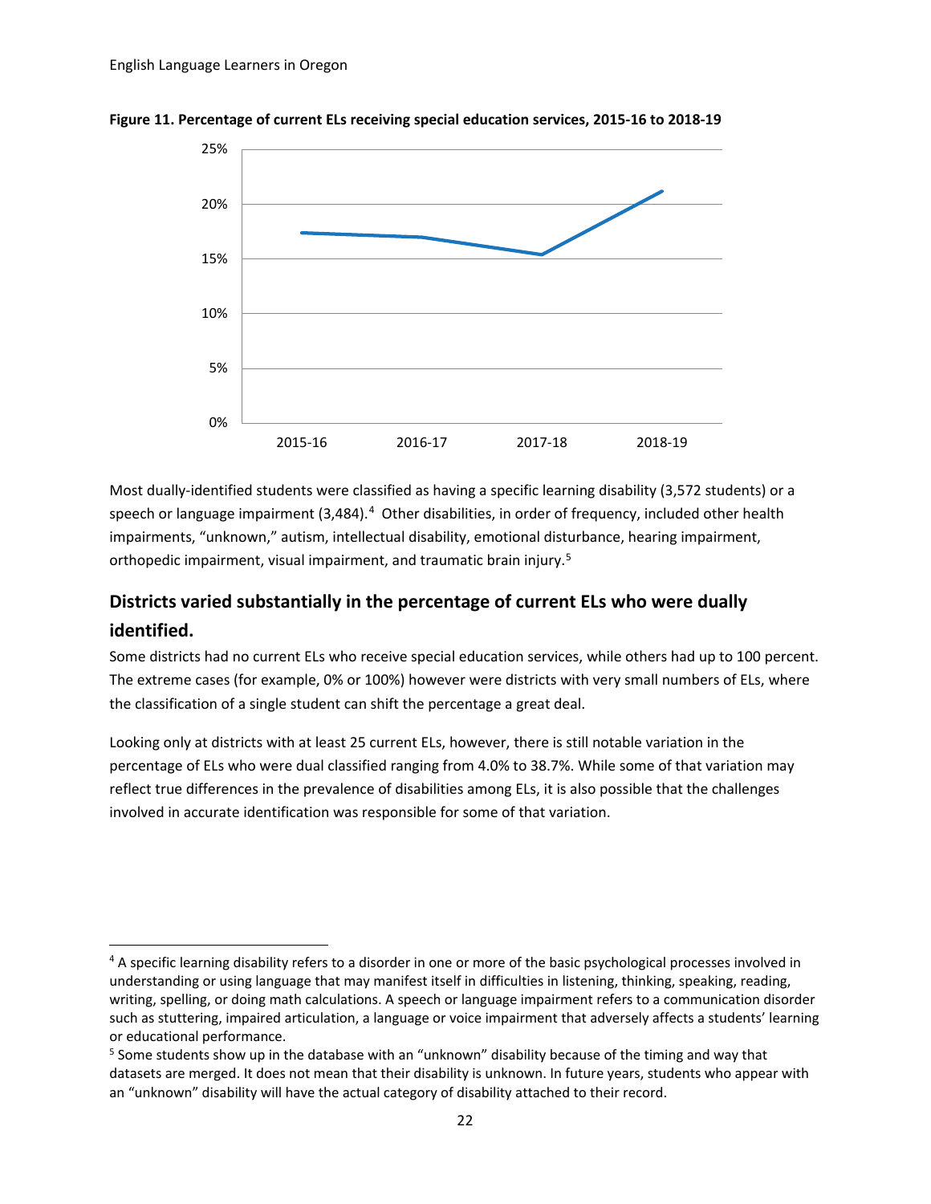**Figure 11. Percentage of current ELs receiving special education services, 2015-16 to 2018-19**

Most dually-identified students were classified as having a specific learning disability (3,572 students) or a speech or language impairment (3,484).[4] Other disabilities, in order of frequency, included other health impairments, "unknown," autism, intellectual disability, emotional disturbance, hearing impairment, orthopedic impairment, visual impairment, and traumatic brain injury.[5]

## Districts varied substantially in the percentage of current ELs who were dually identified.

Some districts had no current ELs who receive special education services, while others had up to 100 percent. The extreme cases (for example, 0% or 100%) however were districts with very small numbers of ELs, where the classification of a single student can shift the percentage a great deal.

Looking only at districts with at least 25 current ELs, however, there is still notable variation in the percentage of ELs who were dual classified ranging from 4.0% to 38.7%. While some of that variation may reflect true differences in the prevalence of disabilities among ELs, it is also possible that the challenges involved in accurate identification was responsible for some of that variation.

---

[4] A specific learning disability refers to a disorder in one or more of the basic psychological processes involved in understanding or using language that may manifest itself in difficulties in listening, thinking, speaking, reading, writing, spelling, or doing math calculations. A speech or language impairment refers to a communication disorder such as stuttering, impaired articulation, a language or voice impairment that adversely affects a students' learning or educational performance.

[5] Some students show up in the database with an "unknown" disability because of the timing and way that datasets are merged. It does not mean that their disability is unknown. In future years, students who appear with an "unknown" disability will have the actual category of disability attached to their record.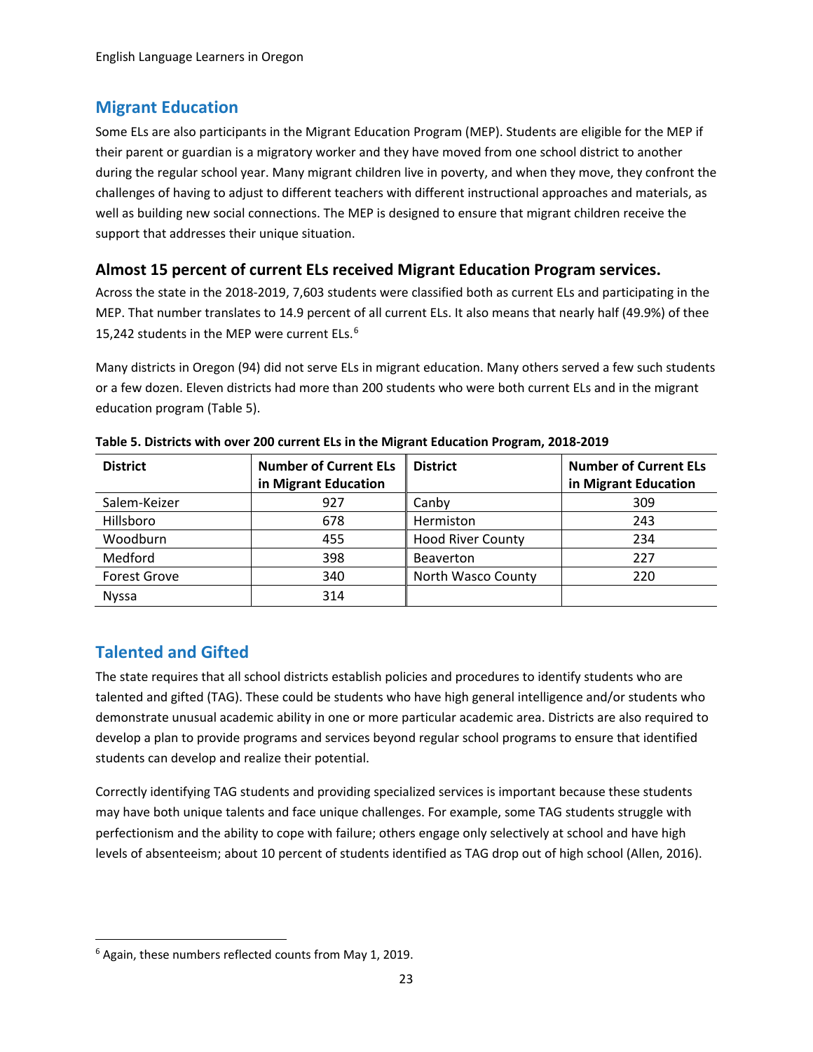## Migrant Education

Some ELs are also participants in the Migrant Education Program (MEP). Students are eligible for the MEP if their parent or guardian is a migratory worker and they have moved from one school district to another during the regular school year. Many migrant children live in poverty, and when they move, they confront the challenges of having to adjust to different teachers with different instructional approaches and materials, as well as building new social connections. The MEP is designed to ensure that migrant children receive the support that addresses their unique situation.

### Almost 15 percent of current ELs received Migrant Education Program services.

Across the state in the 2018-2019, 7,603 students were classified both as current ELs and participating in the MEP. That number translates to 14.9 percent of all current ELs. It also means that nearly half (49.9%) of thee 15,242 students in the MEP were current ELs.[6]

Many districts in Oregon (94) did not serve ELs in migrant education. Many others served a few such students or a few dozen. Eleven districts had more than 200 students who were both current ELs and in the migrant education program (Table 5).

**Table 5. Districts with over 200 current ELs in the Migrant Education Program, 2018-2019**

| District | Number of Current ELs in Migrant Education | District | Number of Current ELs in Migrant Education |
|---|---|---|---|
| Salem-Keizer | 927 | Canby | 309 |
| Hillsboro | 678 | Hermiston | 243 |
| Woodburn | 455 | Hood River County | 234 |
| Medford | 398 | Beaverton | 227 |
| Forest Grove | 340 | North Wasco County | 220 |
| Nyssa | 314 | | |

## Talented and Gifted

The state requires that all school districts establish policies and procedures to identify students who are talented and gifted (TAG). These could be students who have high general intelligence and/or students who demonstrate unusual academic ability in one or more particular academic area. Districts are also required to develop a plan to provide programs and services beyond regular school programs to ensure that identified students can develop and realize their potential.

Correctly identifying TAG students and providing specialized services is important because these students may have both unique talents and face unique challenges. For example, some TAG students struggle with perfectionism and the ability to cope with failure; others engage only selectively at school and have high levels of absenteeism; about 10 percent of students identified as TAG drop out of high school (Allen, 2016).

---

[6] Again, these numbers reflected counts from May 1, 2019.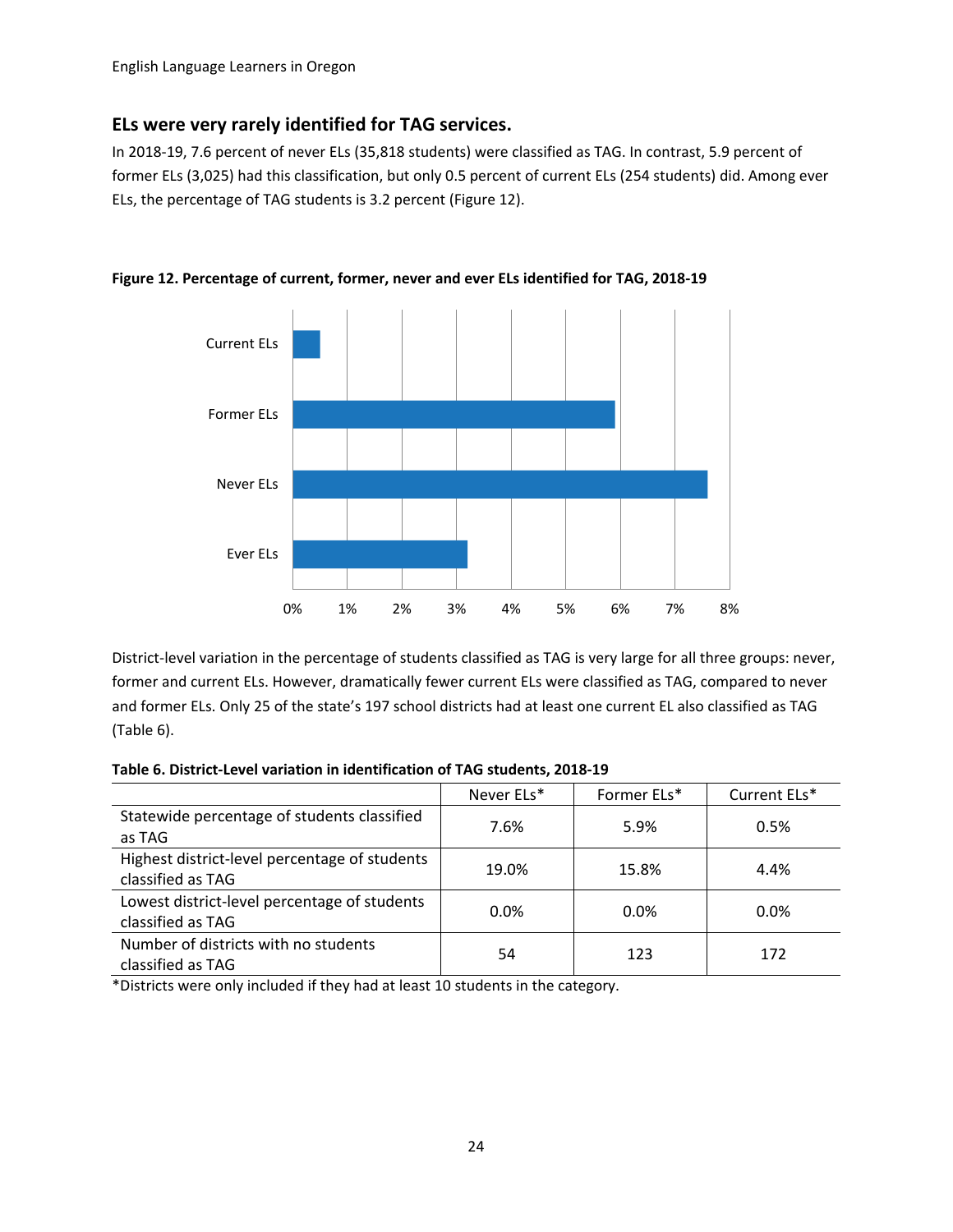## ELs were very rarely identified for TAG services.

In 2018-19, 7.6 percent of never ELs (35,818 students) were classified as TAG. In contrast, 5.9 percent of former ELs (3,025) had this classification, but only 0.5 percent of current ELs (254 students) did. Among ever ELs, the percentage of TAG students is 3.2 percent (Figure 12).

**Figure 12. Percentage of current, former, never and ever ELs identified for TAG, 2018-19**

District-level variation in the percentage of students classified as TAG is very large for all three groups: never, former and current ELs. However, dramatically fewer current ELs were classified as TAG, compared to never and former ELs. Only 25 of the state's 197 school districts had at least one current EL also classified as TAG (Table 6).

**Table 6. District-Level variation in identification of TAG students, 2018-19**

| | Never ELs* | Former ELs* | Current ELs* |
|---|---|---|---|
| Statewide percentage of students classified as TAG | 7.6% | 5.9% | 0.5% |
| Highest district-level percentage of students classified as TAG | 19.0% | 15.8% | 4.4% |
| Lowest district-level percentage of students classified as TAG | 0.0% | 0.0% | 0.0% |
| Number of districts with no students classified as TAG | 54 | 123 | 172 |

*Districts were only included if they had at least 10 students in the category.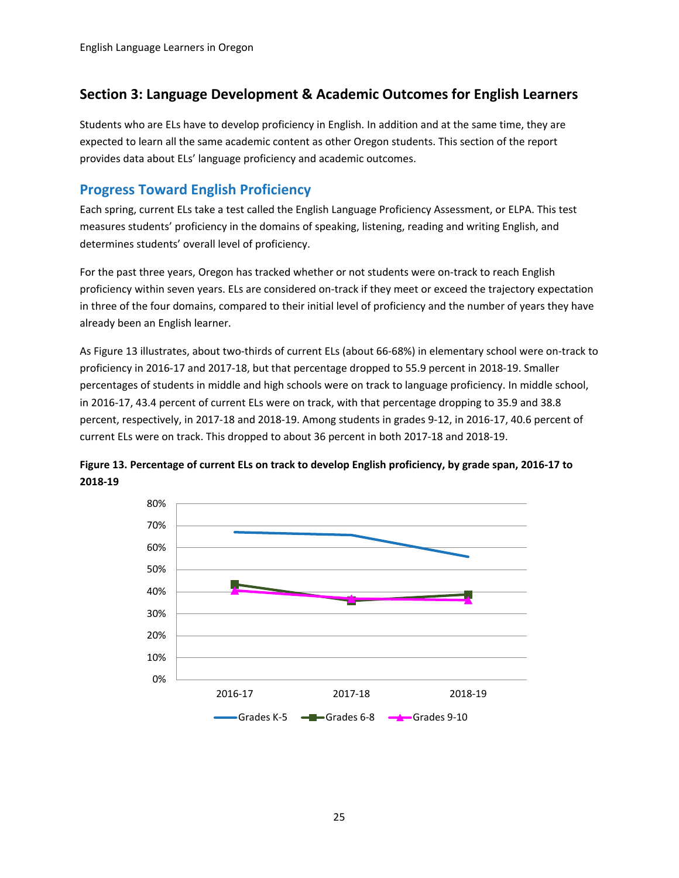## Section 3: Language Development & Academic Outcomes for English Learners

Students who are ELs have to develop proficiency in English. In addition and at the same time, they are expected to learn all the same academic content as other Oregon students. This section of the report provides data about ELs' language proficiency and academic outcomes.

### Progress Toward English Proficiency

Each spring, current ELs take a test called the English Language Proficiency Assessment, or ELPA. This test measures students' proficiency in the domains of speaking, listening, reading and writing English, and determines students' overall level of proficiency.

For the past three years, Oregon has tracked whether or not students were on-track to reach English proficiency within seven years. ELs are considered on-track if they meet or exceed the trajectory expectation in three of the four domains, compared to their initial level of proficiency and the number of years they have already been an English learner.

As Figure 13 illustrates, about two-thirds of current ELs (about 66-68%) in elementary school were on-track to proficiency in 2016-17 and 2017-18, but that percentage dropped to 55.9 percent in 2018-19. Smaller percentages of students in middle and high schools were on track to language proficiency. In middle school, in 2016-17, 43.4 percent of current ELs were on track, with that percentage dropping to 35.9 and 38.8 percent, respectively, in 2017-18 and 2018-19. Among students in grades 9-12, in 2016-17, 40.6 percent of current ELs were on track. This dropped to about 36 percent in both 2017-18 and 2018-19.

**Figure 13. Percentage of current ELs on track to develop English proficiency, by grade span, 2016-17 to 2018-19**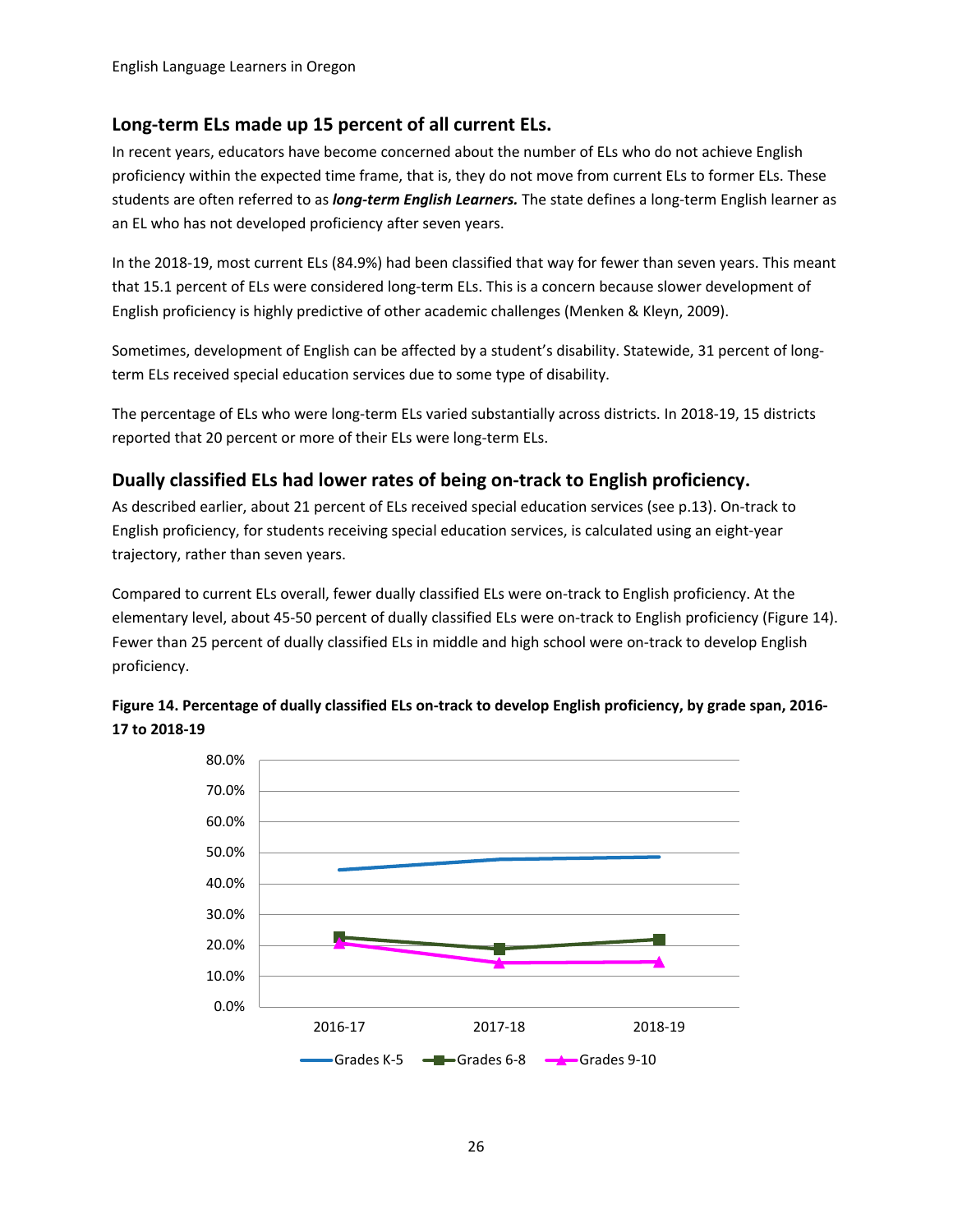## Long-term ELs made up 15 percent of all current ELs.

In recent years, educators have become concerned about the number of ELs who do not achieve English proficiency within the expected time frame, that is, they do not move from current ELs to former ELs. These students are often referred to as ***long-term English Learners.*** The state defines a long-term English learner as an EL who has not developed proficiency after seven years.

In the 2018-19, most current ELs (84.9%) had been classified that way for fewer than seven years. This meant that 15.1 percent of ELs were considered long-term ELs. This is a concern because slower development of English proficiency is highly predictive of other academic challenges (Menken & Kleyn, 2009).

Sometimes, development of English can be affected by a student's disability. Statewide, 31 percent of long-term ELs received special education services due to some type of disability.

The percentage of ELs who were long-term ELs varied substantially across districts. In 2018-19, 15 districts reported that 20 percent or more of their ELs were long-term ELs.

## Dually classified ELs had lower rates of being on-track to English proficiency.

As described earlier, about 21 percent of ELs received special education services (see p.13). On-track to English proficiency, for students receiving special education services, is calculated using an eight-year trajectory, rather than seven years.

Compared to current ELs overall, fewer dually classified ELs were on-track to English proficiency. At the elementary level, about 45-50 percent of dually classified ELs were on-track to English proficiency (Figure 14). Fewer than 25 percent of dually classified ELs in middle and high school were on-track to develop English proficiency.

**Figure 14. Percentage of dually classified ELs on-track to develop English proficiency, by grade span, 2016-17 to 2018-19**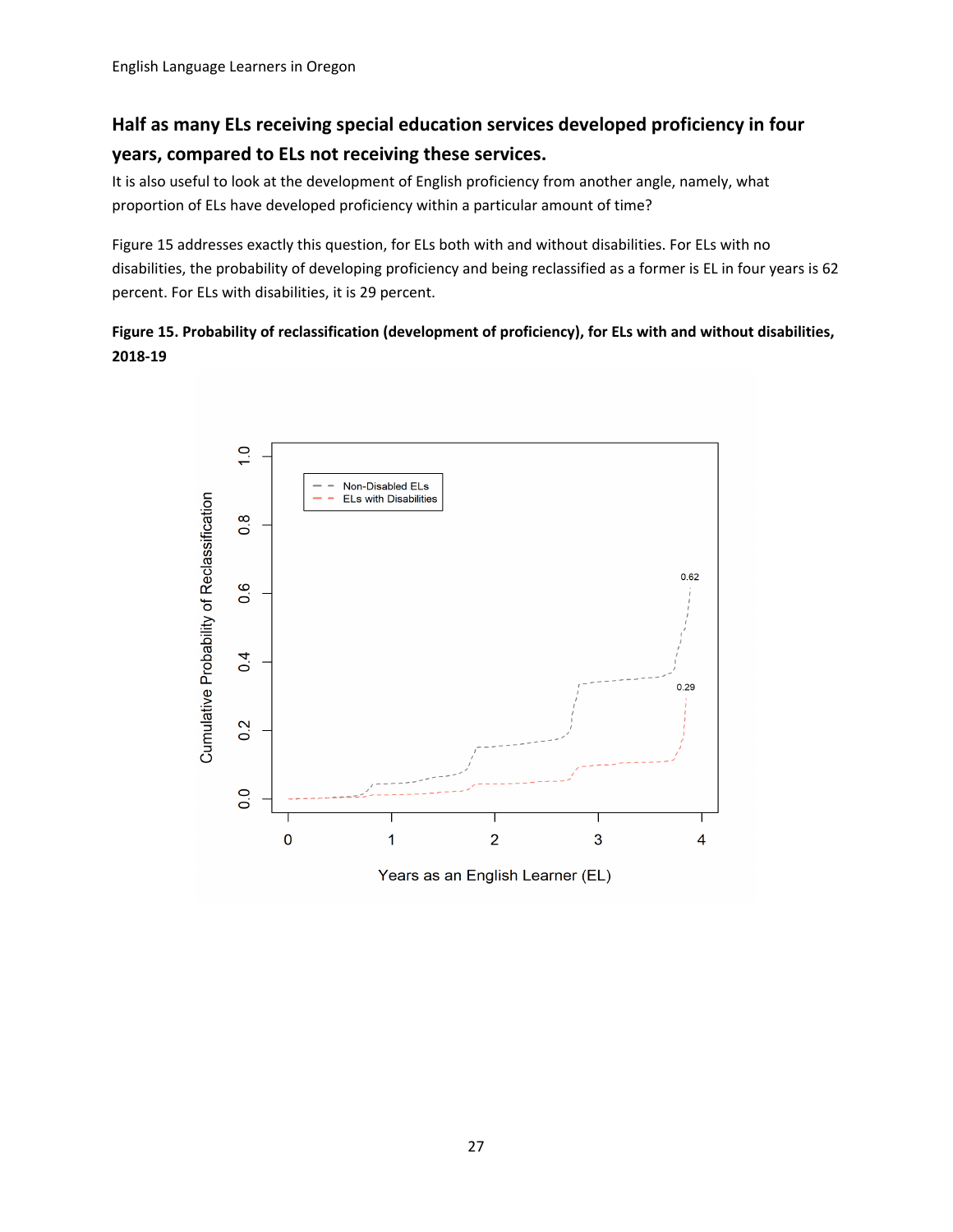## Half as many ELs receiving special education services developed proficiency in four years, compared to ELs not receiving these services.

It is also useful to look at the development of English proficiency from another angle, namely, what proportion of ELs have developed proficiency within a particular amount of time?

Figure 15 addresses exactly this question, for ELs both with and without disabilities. For ELs with no disabilities, the probability of developing proficiency and being reclassified as a former is EL in four years is 62 percent. For ELs with disabilities, it is 29 percent.

**Figure 15. Probability of reclassification (development of proficiency), for ELs with and without disabilities, 2018-19**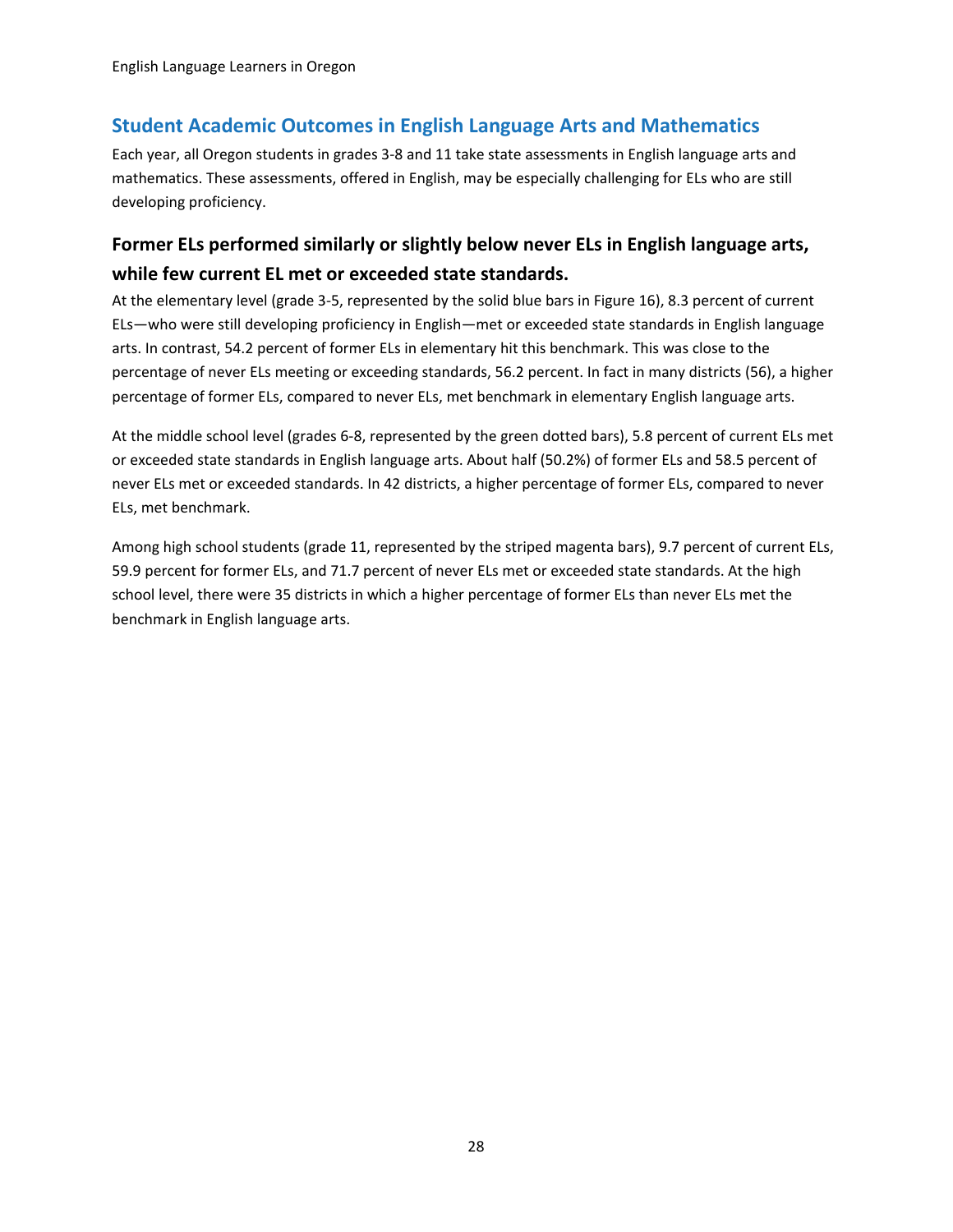## Student Academic Outcomes in English Language Arts and Mathematics

Each year, all Oregon students in grades 3-8 and 11 take state assessments in English language arts and mathematics. These assessments, offered in English, may be especially challenging for ELs who are still developing proficiency.

### Former ELs performed similarly or slightly below never ELs in English language arts, while few current EL met or exceeded state standards.

At the elementary level (grade 3-5, represented by the solid blue bars in Figure 16), 8.3 percent of current ELs—who were still developing proficiency in English—met or exceeded state standards in English language arts. In contrast, 54.2 percent of former ELs in elementary hit this benchmark. This was close to the percentage of never ELs meeting or exceeding standards, 56.2 percent. In fact in many districts (56), a higher percentage of former ELs, compared to never ELs, met benchmark in elementary English language arts.

At the middle school level (grades 6-8, represented by the green dotted bars), 5.8 percent of current ELs met or exceeded state standards in English language arts. About half (50.2%) of former ELs and 58.5 percent of never ELs met or exceeded standards. In 42 districts, a higher percentage of former ELs, compared to never ELs, met benchmark.

Among high school students (grade 11, represented by the striped magenta bars), 9.7 percent of current ELs, 59.9 percent for former ELs, and 71.7 percent of never ELs met or exceeded state standards. At the high school level, there were 35 districts in which a higher percentage of former ELs than never ELs met the benchmark in English language arts.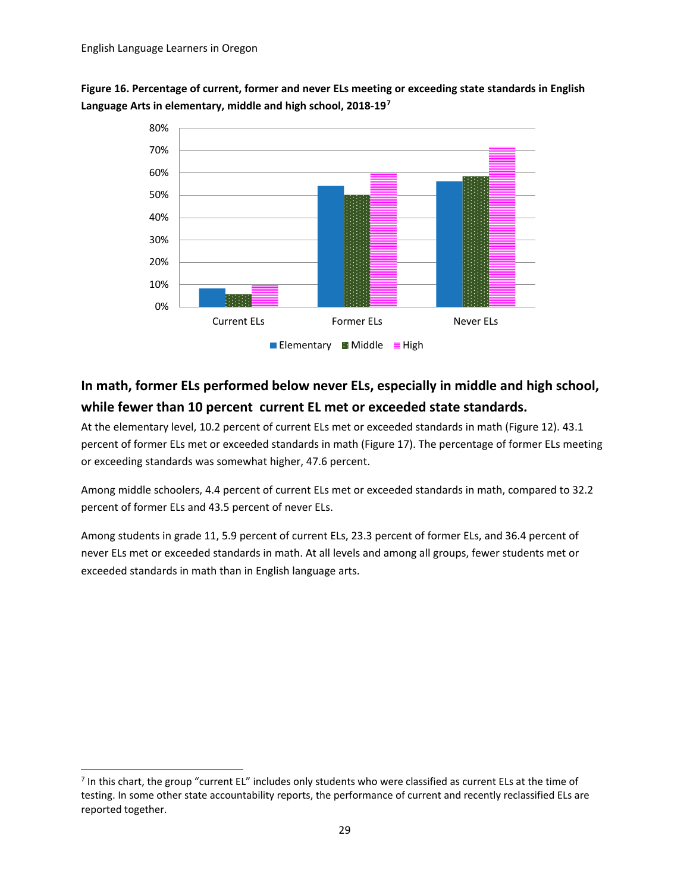**Figure 16. Percentage of current, former and never ELs meeting or exceeding state standards in English Language Arts in elementary, middle and high school, 2018-19[7]**

## In math, former ELs performed below never ELs, especially in middle and high school, while fewer than 10 percent current EL met or exceeded state standards.

At the elementary level, 10.2 percent of current ELs met or exceeded standards in math (Figure 12). 43.1 percent of former ELs met or exceeded standards in math (Figure 17). The percentage of former ELs meeting or exceeding standards was somewhat higher, 47.6 percent.

Among middle schoolers, 4.4 percent of current ELs met or exceeded standards in math, compared to 32.2 percent of former ELs and 43.5 percent of never ELs.

Among students in grade 11, 5.9 percent of current ELs, 23.3 percent of former ELs, and 36.4 percent of never ELs met or exceeded standards in math. At all levels and among all groups, fewer students met or exceeded standards in math than in English language arts.

---

[7] In this chart, the group "current EL" includes only students who were classified as current ELs at the time of testing. In some other state accountability reports, the performance of current and recently reclassified ELs are reported together.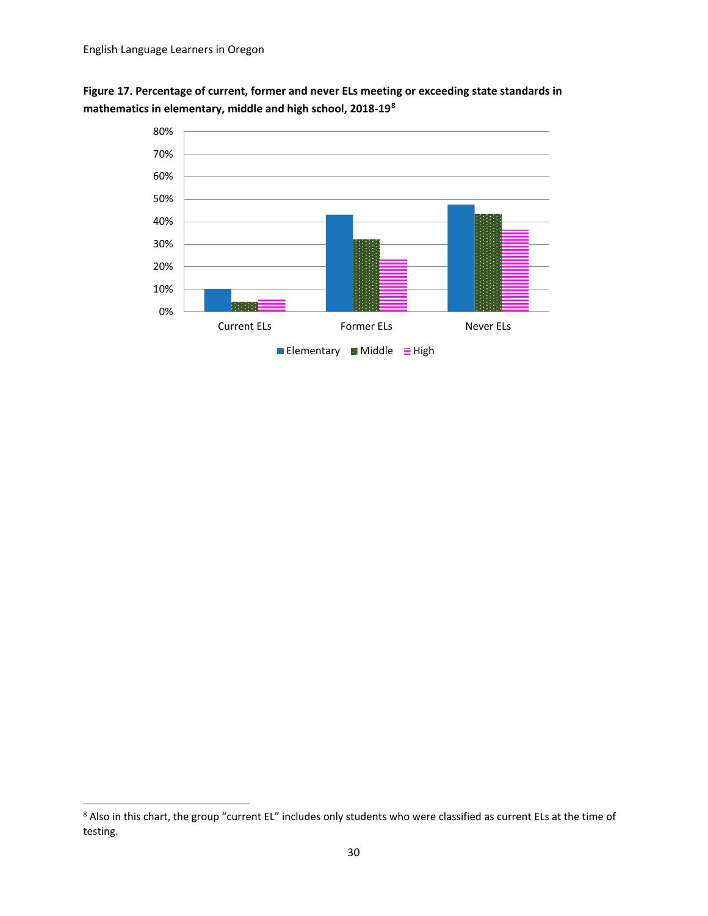**Figure 17. Percentage of current, former and never ELs meeting or exceeding state standards in mathematics in elementary, middle and high school, 2018-19**[8]

[8] Also in this chart, the group "current EL" includes only students who were classified as current ELs at the time of testing.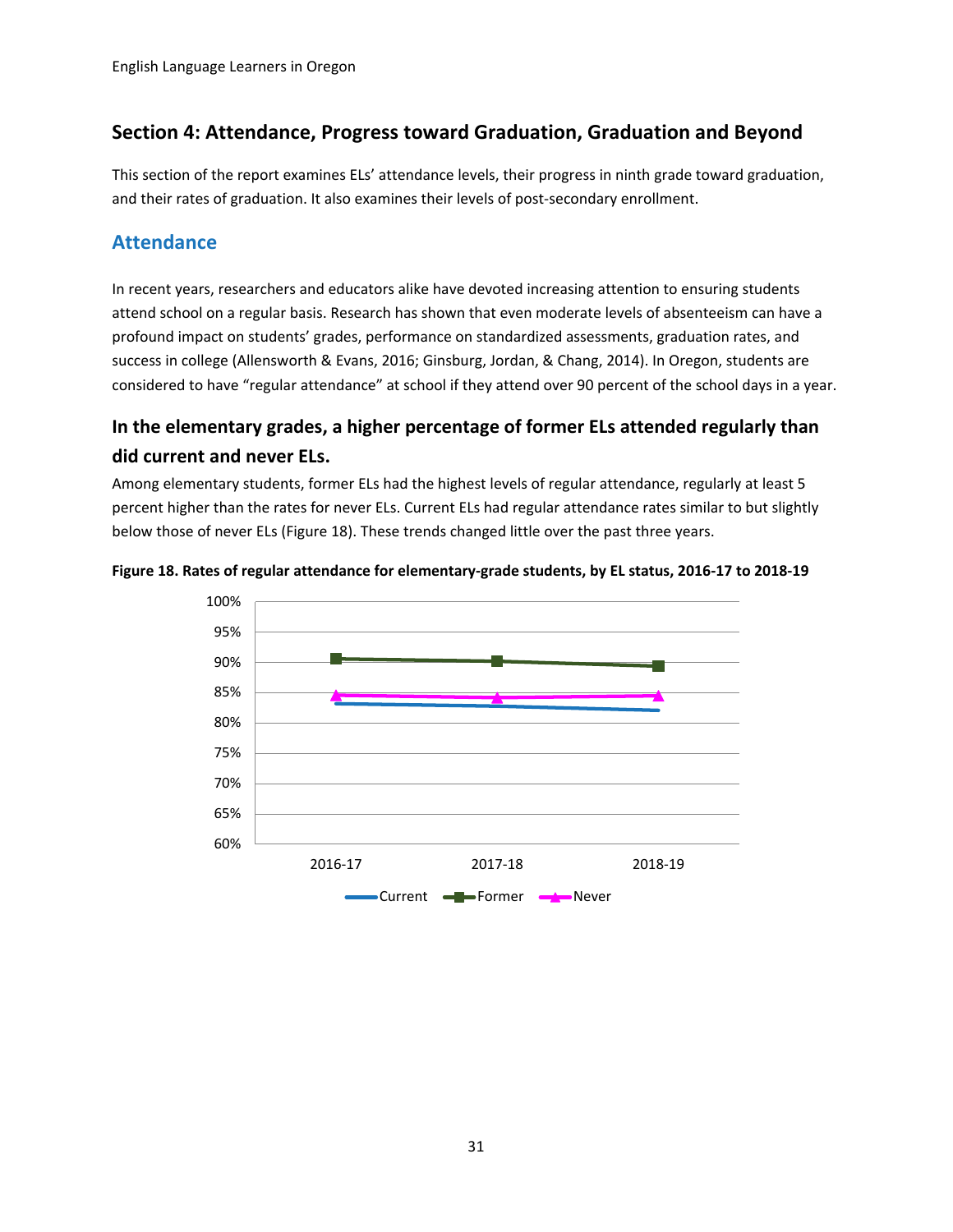## Section 4: Attendance, Progress toward Graduation, Graduation and Beyond

This section of the report examines ELs' attendance levels, their progress in ninth grade toward graduation, and their rates of graduation. It also examines their levels of post-secondary enrollment.

### Attendance

In recent years, researchers and educators alike have devoted increasing attention to ensuring students attend school on a regular basis. Research has shown that even moderate levels of absenteeism can have a profound impact on students' grades, performance on standardized assessments, graduation rates, and success in college (Allensworth & Evans, 2016; Ginsburg, Jordan, & Chang, 2014). In Oregon, students are considered to have "regular attendance" at school if they attend over 90 percent of the school days in a year.

### In the elementary grades, a higher percentage of former ELs attended regularly than did current and never ELs.

Among elementary students, former ELs had the highest levels of regular attendance, regularly at least 5 percent higher than the rates for never ELs. Current ELs had regular attendance rates similar to but slightly below those of never ELs (Figure 18). These trends changed little over the past three years.

**Figure 18. Rates of regular attendance for elementary-grade students, by EL status, 2016-17 to 2018-19**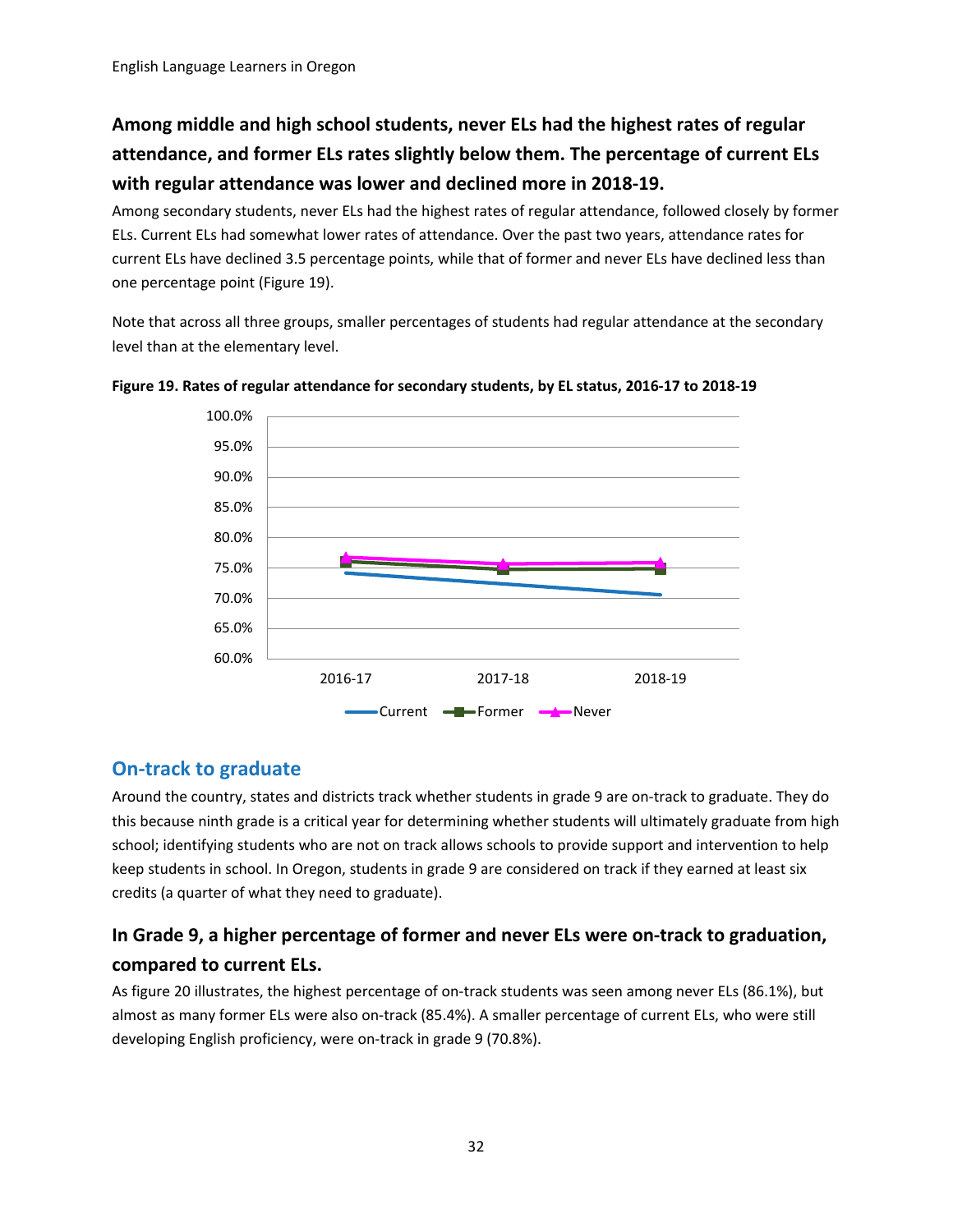## Among middle and high school students, never ELs had the highest rates of regular attendance, and former ELs rates slightly below them. The percentage of current ELs with regular attendance was lower and declined more in 2018-19.

Among secondary students, never ELs had the highest rates of regular attendance, followed closely by former ELs. Current ELs had somewhat lower rates of attendance. Over the past two years, attendance rates for current ELs have declined 3.5 percentage points, while that of former and never ELs have declined less than one percentage point (Figure 19).

Note that across all three groups, smaller percentages of students had regular attendance at the secondary level than at the elementary level.

**Figure 19. Rates of regular attendance for secondary students, by EL status, 2016-17 to 2018-19**

# On-track to graduate

Around the country, states and districts track whether students in grade 9 are on-track to graduate. They do this because ninth grade is a critical year for determining whether students will ultimately graduate from high school; identifying students who are not on track allows schools to provide support and intervention to help keep students in school. In Oregon, students in grade 9 are considered on track if they earned at least six credits (a quarter of what they need to graduate).

## In Grade 9, a higher percentage of former and never ELs were on-track to graduation, compared to current ELs.

As figure 20 illustrates, the highest percentage of on-track students was seen among never ELs (86.1%), but almost as many former ELs were also on-track (85.4%). A smaller percentage of current ELs, who were still developing English proficiency, were on-track in grade 9 (70.8%).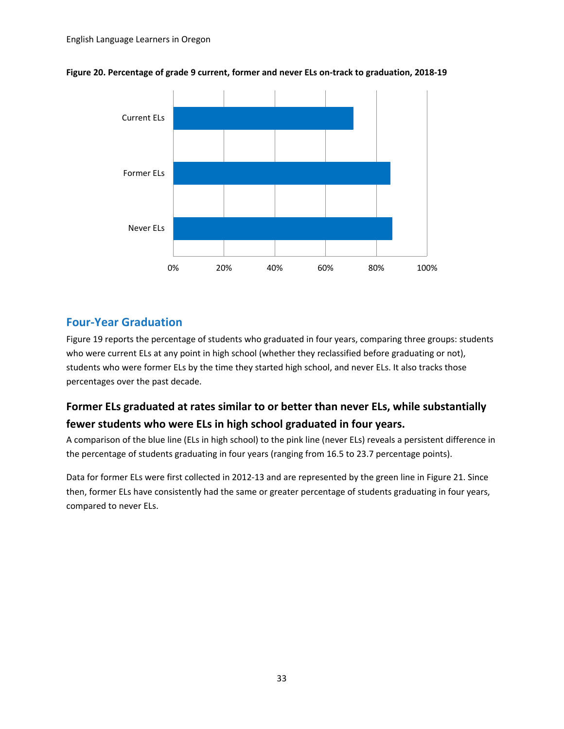**Figure 20. Percentage of grade 9 current, former and never ELs on-track to graduation, 2018-19**

## Four-Year Graduation

Figure 19 reports the percentage of students who graduated in four years, comparing three groups: students who were current ELs at any point in high school (whether they reclassified before graduating or not), students who were former ELs by the time they started high school, and never ELs. It also tracks those percentages over the past decade.

### Former ELs graduated at rates similar to or better than never ELs, while substantially fewer students who were ELs in high school graduated in four years.

A comparison of the blue line (ELs in high school) to the pink line (never ELs) reveals a persistent difference in the percentage of students graduating in four years (ranging from 16.5 to 23.7 percentage points).

Data for former ELs were first collected in 2012-13 and are represented by the green line in Figure 21. Since then, former ELs have consistently had the same or greater percentage of students graduating in four years, compared to never ELs.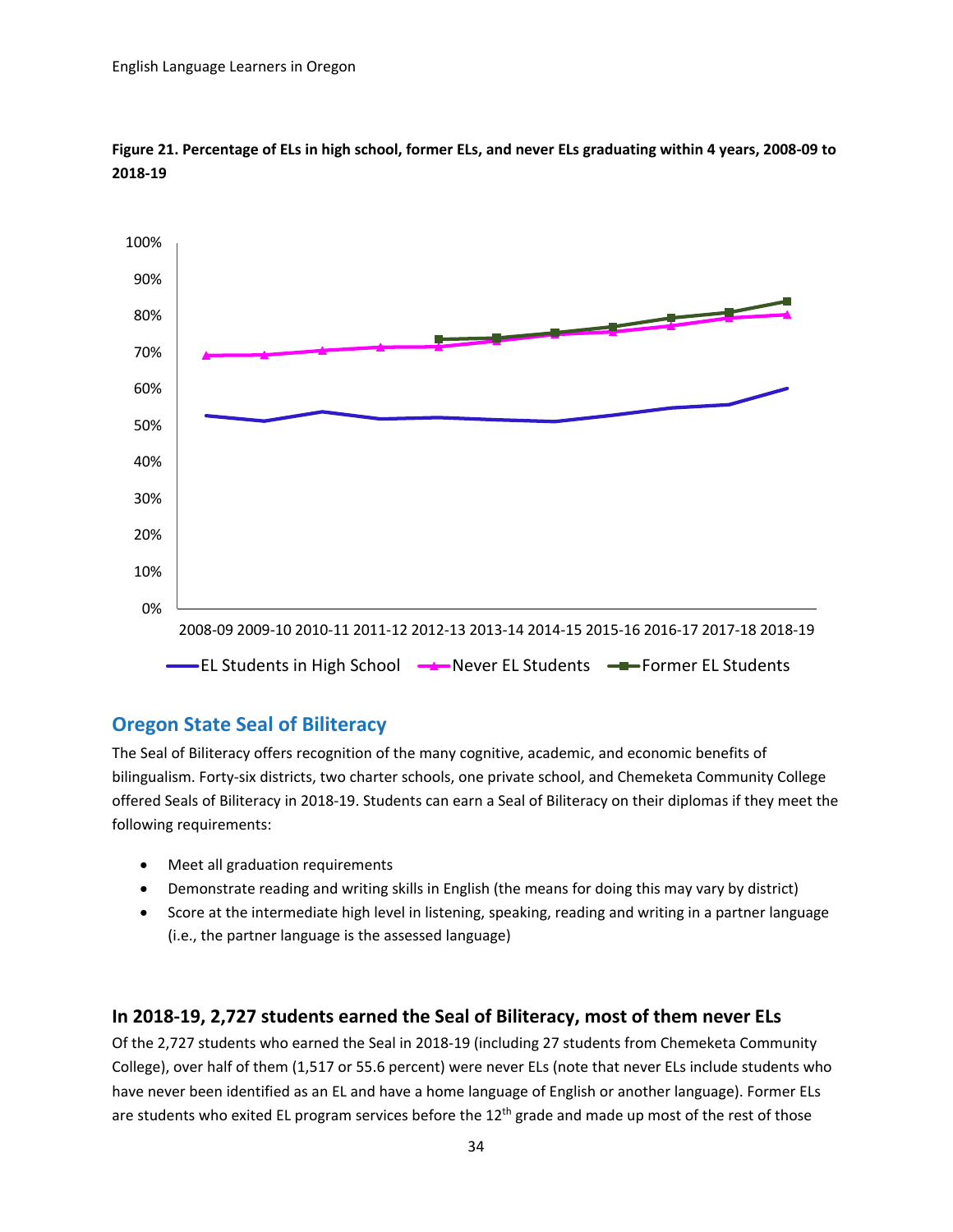**Figure 21. Percentage of ELs in high school, former ELs, and never ELs graduating within 4 years, 2008-09 to 2018-19**

## Oregon State Seal of Biliteracy

The Seal of Biliteracy offers recognition of the many cognitive, academic, and economic benefits of bilingualism. Forty-six districts, two charter schools, one private school, and Chemeketa Community College offered Seals of Biliteracy in 2018-19. Students can earn a Seal of Biliteracy on their diplomas if they meet the following requirements:

- Meet all graduation requirements
- Demonstrate reading and writing skills in English (the means for doing this may vary by district)
- Score at the intermediate high level in listening, speaking, reading and writing in a partner language (i.e., the partner language is the assessed language)

### In 2018-19, 2,727 students earned the Seal of Biliteracy, most of them never ELs

Of the 2,727 students who earned the Seal in 2018-19 (including 27 students from Chemeketa Community College), over half of them (1,517 or 55.6 percent) were never ELs (note that never ELs include students who have never been identified as an EL and have a home language of English or another language). Former ELs are students who exited EL program services before the 12th grade and made up most of the rest of those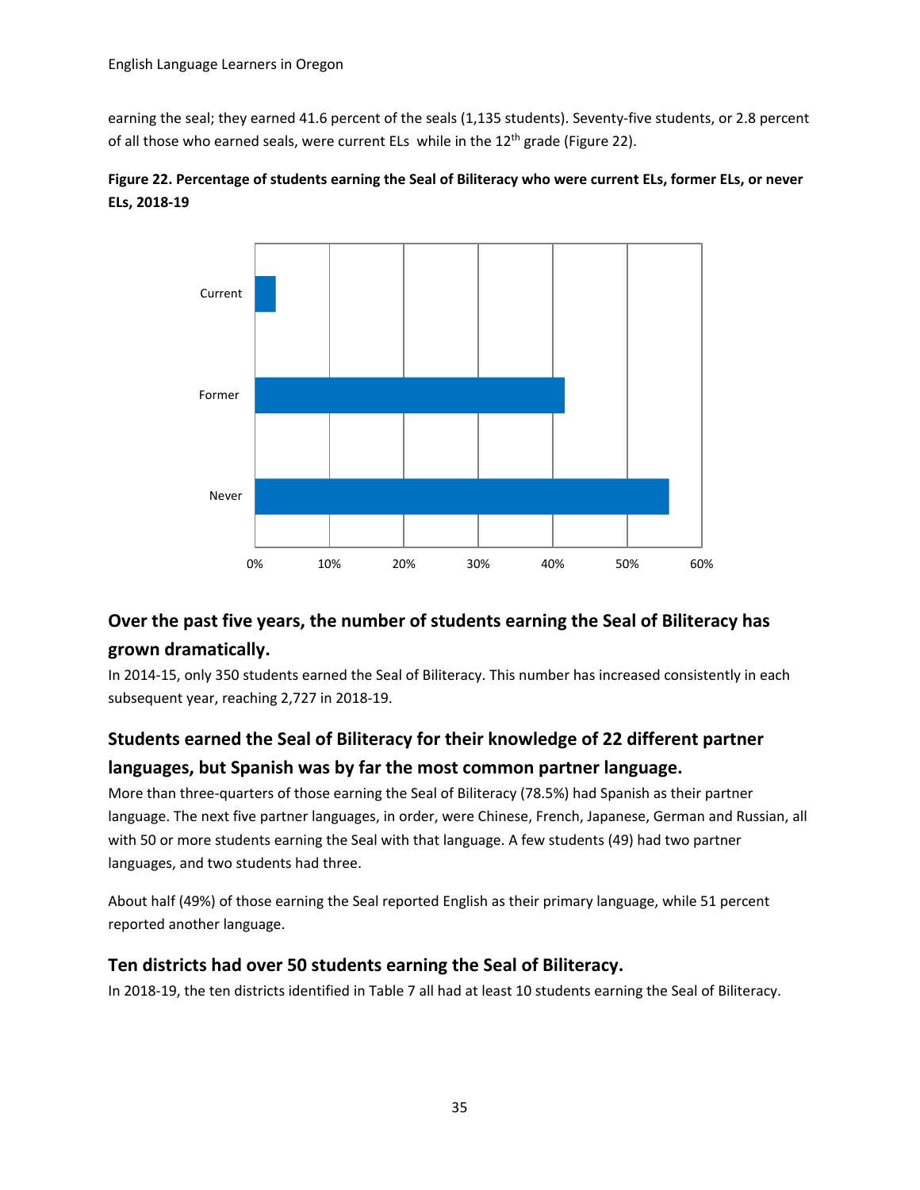earning the seal; they earned 41.6 percent of the seals (1,135 students). Seventy-five students, or 2.8 percent of all those who earned seals, were current ELs while in the 12th grade (Figure 22).

**Figure 22. Percentage of students earning the Seal of Biliteracy who were current ELs, former ELs, or never ELs, 2018-19**

## Over the past five years, the number of students earning the Seal of Biliteracy has grown dramatically.

In 2014-15, only 350 students earned the Seal of Biliteracy. This number has increased consistently in each subsequent year, reaching 2,727 in 2018-19.

## Students earned the Seal of Biliteracy for their knowledge of 22 different partner languages, but Spanish was by far the most common partner language.

More than three-quarters of those earning the Seal of Biliteracy (78.5%) had Spanish as their partner language. The next five partner languages, in order, were Chinese, French, Japanese, German and Russian, all with 50 or more students earning the Seal with that language. A few students (49) had two partner languages, and two students had three.

About half (49%) of those earning the Seal reported English as their primary language, while 51 percent reported another language.

## Ten districts had over 50 students earning the Seal of Biliteracy.

In 2018-19, the ten districts identified in Table 7 all had at least 10 students earning the Seal of Biliteracy.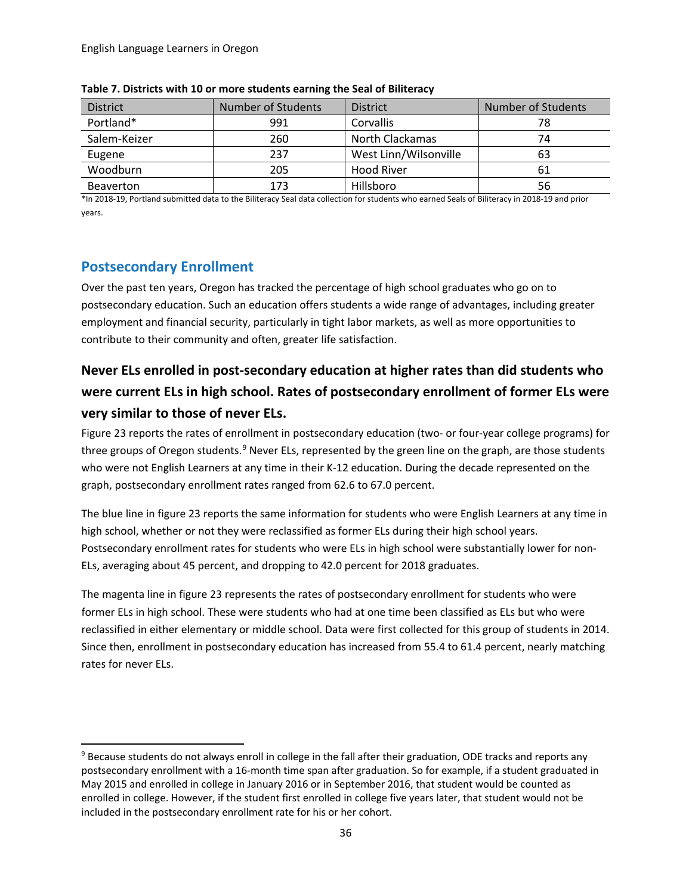**Table 7. Districts with 10 or more students earning the Seal of Biliteracy**

| District | Number of Students | District | Number of Students |
|---|---|---|---|
| Portland* | 991 | Corvallis | 78 |
| Salem-Keizer | 260 | North Clackamas | 74 |
| Eugene | 237 | West Linn/Wilsonville | 63 |
| Woodburn | 205 | Hood River | 61 |
| Beaverton | 173 | Hillsboro | 56 |

*In 2018-19, Portland submitted data to the Biliteracy Seal data collection for students who earned Seals of Biliteracy in 2018-19 and prior years.

## Postsecondary Enrollment

Over the past ten years, Oregon has tracked the percentage of high school graduates who go on to postsecondary education. Such an education offers students a wide range of advantages, including greater employment and financial security, particularly in tight labor markets, as well as more opportunities to contribute to their community and often, greater life satisfaction.

### Never ELs enrolled in post-secondary education at higher rates than did students who were current ELs in high school. Rates of postsecondary enrollment of former ELs were very similar to those of never ELs.

Figure 23 reports the rates of enrollment in postsecondary education (two- or four-year college programs) for three groups of Oregon students.[9] Never ELs, represented by the green line on the graph, are those students who were not English Learners at any time in their K-12 education. During the decade represented on the graph, postsecondary enrollment rates ranged from 62.6 to 67.0 percent.

The blue line in figure 23 reports the same information for students who were English Learners at any time in high school, whether or not they were reclassified as former ELs during their high school years. Postsecondary enrollment rates for students who were ELs in high school were substantially lower for non-ELs, averaging about 45 percent, and dropping to 42.0 percent for 2018 graduates.

The magenta line in figure 23 represents the rates of postsecondary enrollment for students who were former ELs in high school. These were students who had at one time been classified as ELs but who were reclassified in either elementary or middle school. Data were first collected for this group of students in 2014. Since then, enrollment in postsecondary education has increased from 55.4 to 61.4 percent, nearly matching rates for never ELs.

[9] Because students do not always enroll in college in the fall after their graduation, ODE tracks and reports any postsecondary enrollment with a 16-month time span after graduation. So for example, if a student graduated in May 2015 and enrolled in college in January 2016 or in September 2016, that student would be counted as enrolled in college. However, if the student first enrolled in college five years later, that student would not be included in the postsecondary enrollment rate for his or her cohort.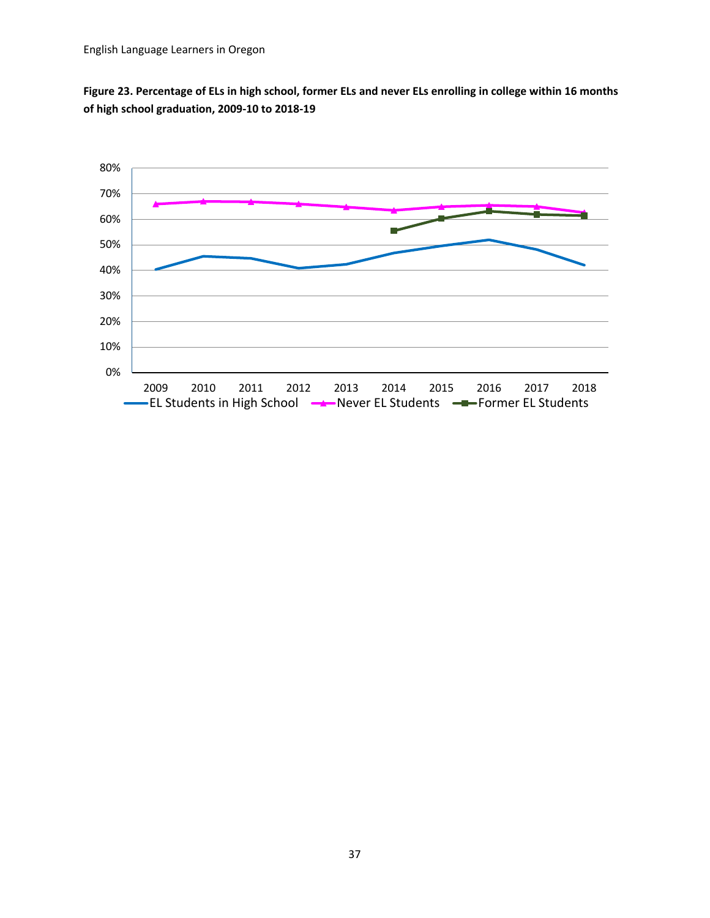**Figure 23. Percentage of ELs in high school, former ELs and never ELs enrolling in college within 16 months of high school graduation, 2009-10 to 2018-19**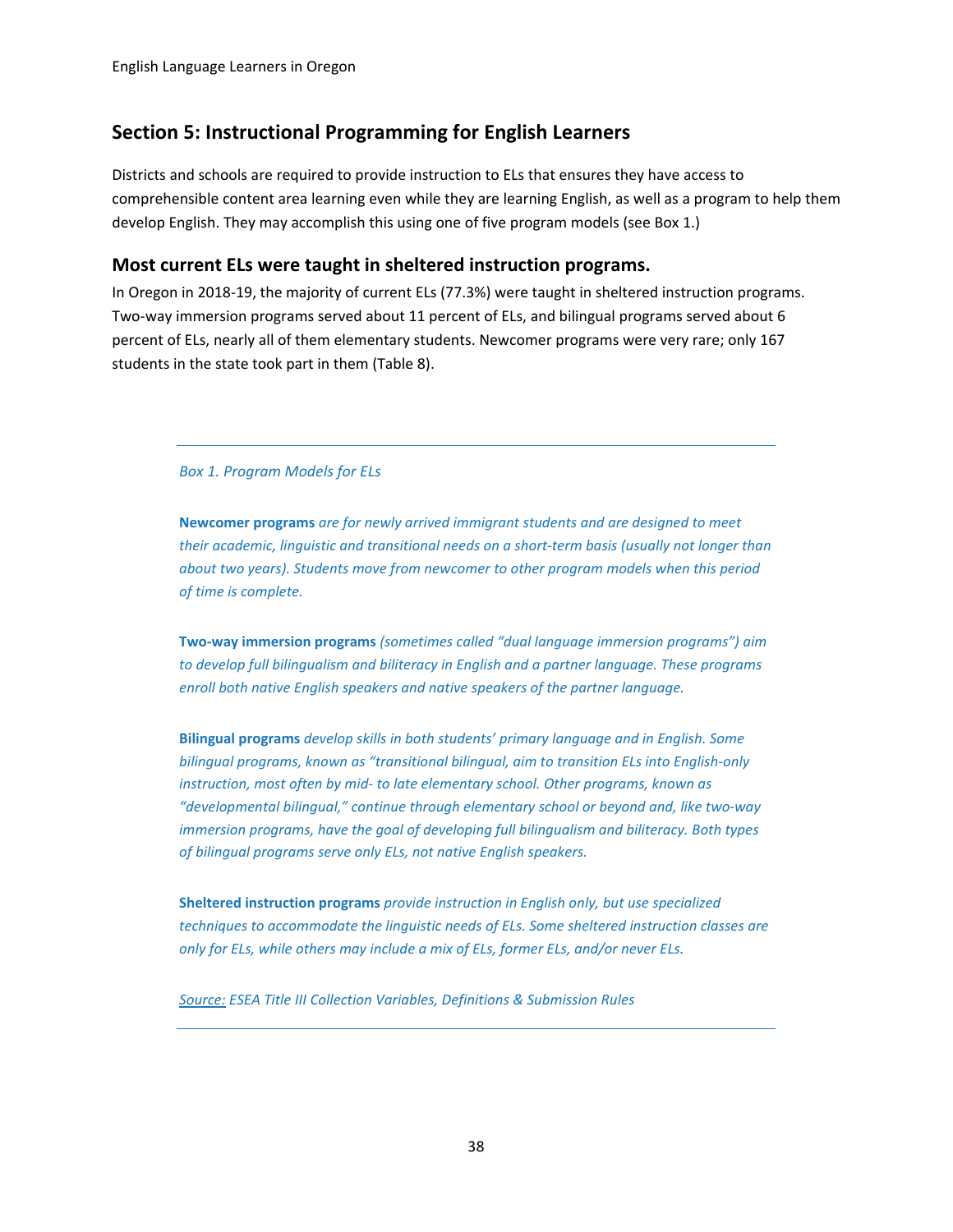## Section 5: Instructional Programming for English Learners

Districts and schools are required to provide instruction to ELs that ensures they have access to comprehensible content area learning even while they are learning English, as well as a program to help them develop English. They may accomplish this using one of five program models (see Box 1.)

### Most current ELs were taught in sheltered instruction programs.

In Oregon in 2018-19, the majority of current ELs (77.3%) were taught in sheltered instruction programs. Two-way immersion programs served about 11 percent of ELs, and bilingual programs served about 6 percent of ELs, nearly all of them elementary students. Newcomer programs were very rare; only 167 students in the state took part in them (Table 8).

---

*Box 1. Program Models for ELs*

**Newcomer programs** *are for newly arrived immigrant students and are designed to meet their academic, linguistic and transitional needs on a short-term basis (usually not longer than about two years). Students move from newcomer to other program models when this period of time is complete.*

**Two-way immersion programs** *(sometimes called "dual language immersion programs") aim to develop full bilingualism and biliteracy in English and a partner language. These programs enroll both native English speakers and native speakers of the partner language.*

**Bilingual programs** *develop skills in both students' primary language and in English. Some bilingual programs, known as "transitional bilingual, aim to transition ELs into English-only instruction, most often by mid- to late elementary school. Other programs, known as "developmental bilingual," continue through elementary school or beyond and, like two-way immersion programs, have the goal of developing full bilingualism and biliteracy. Both types of bilingual programs serve only ELs, not native English speakers.*

**Sheltered instruction programs** *provide instruction in English only, but use specialized techniques to accommodate the linguistic needs of ELs. Some sheltered instruction classes are only for ELs, while others may include a mix of ELs, former ELs, and/or never ELs.*

*Source: ESEA Title III Collection Variables, Definitions & Submission Rules*

---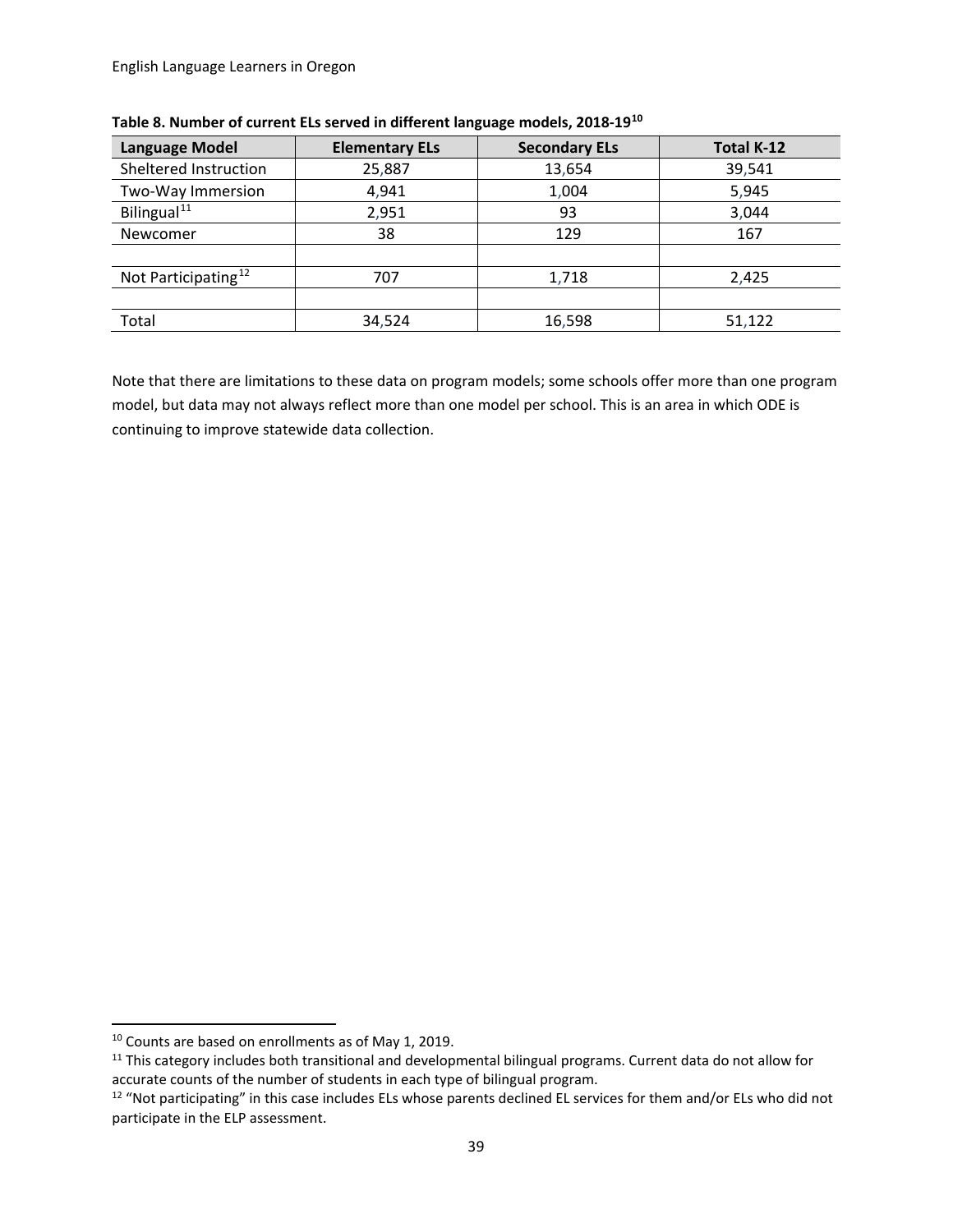**Table 8. Number of current ELs served in different language models, 2018-19[10]**

| Language Model | Elementary ELs | Secondary ELs | Total K-12 |
|---|---|---|---|
| Sheltered Instruction | 25,887 | 13,654 | 39,541 |
| Two-Way Immersion | 4,941 | 1,004 | 5,945 |
| Bilingual[11] | 2,951 | 93 | 3,044 |
| Newcomer | 38 | 129 | 167 |
| | | | |
| Not Participating[12] | 707 | 1,718 | 2,425 |
| | | | |
| Total | 34,524 | 16,598 | 51,122 |

Note that there are limitations to these data on program models; some schools offer more than one program model, but data may not always reflect more than one model per school. This is an area in which ODE is continuing to improve statewide data collection.

---

[10] Counts are based on enrollments as of May 1, 2019.

[11] This category includes both transitional and developmental bilingual programs. Current data do not allow for accurate counts of the number of students in each type of bilingual program.

[12] "Not participating" in this case includes ELs whose parents declined EL services for them and/or ELs who did not participate in the ELP assessment.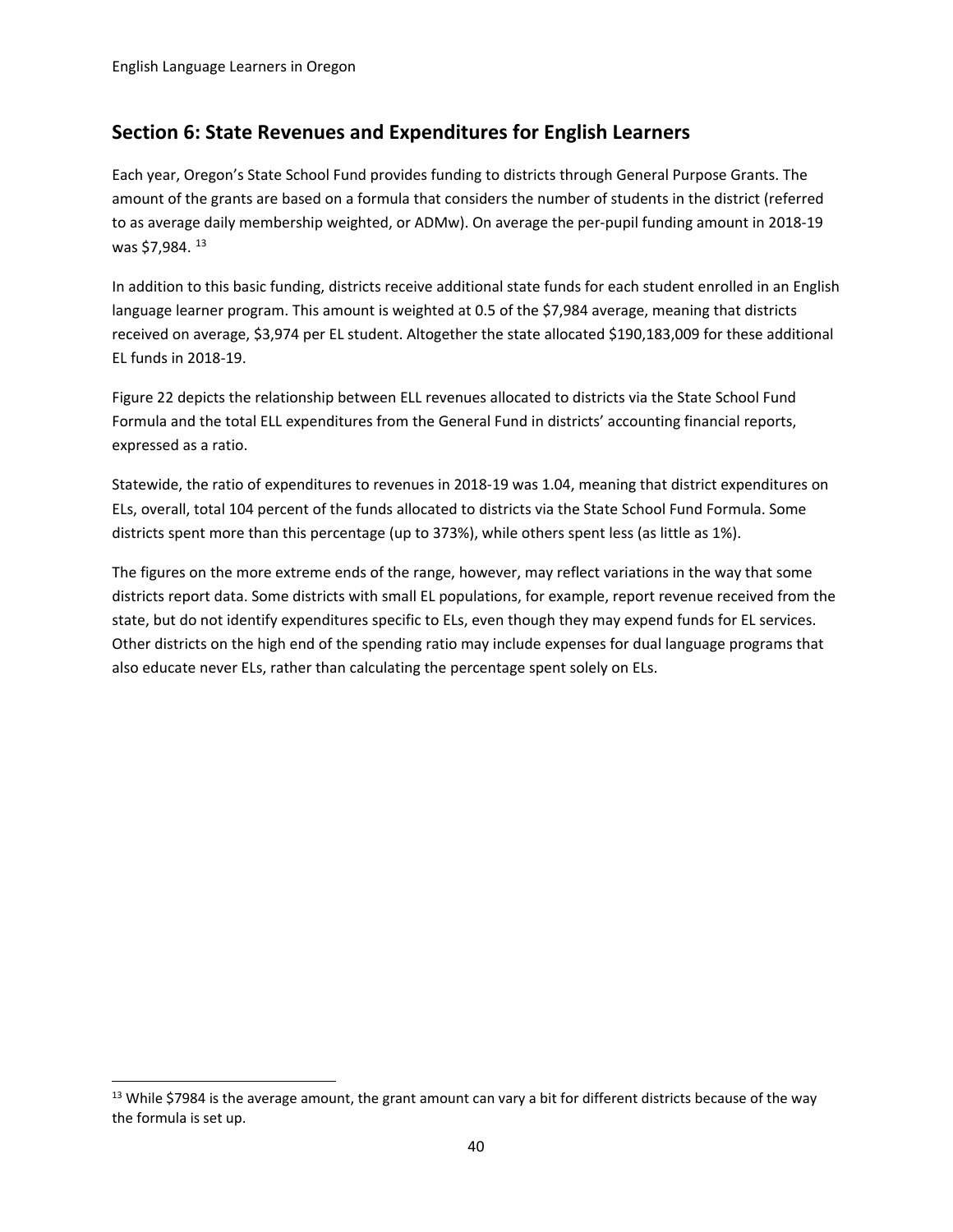## Section 6: State Revenues and Expenditures for English Learners

Each year, Oregon's State School Fund provides funding to districts through General Purpose Grants. The amount of the grants are based on a formula that considers the number of students in the district (referred to as average daily membership weighted, or ADMw). On average the per-pupil funding amount in 2018-19 was $7,984. [13]

In addition to this basic funding, districts receive additional state funds for each student enrolled in an English language learner program. This amount is weighted at 0.5 of the $7,984 average, meaning that districts received on average, $3,974 per EL student. Altogether the state allocated $190,183,009 for these additional EL funds in 2018-19.

Figure 22 depicts the relationship between ELL revenues allocated to districts via the State School Fund Formula and the total ELL expenditures from the General Fund in districts' accounting financial reports, expressed as a ratio.

Statewide, the ratio of expenditures to revenues in 2018-19 was 1.04, meaning that district expenditures on ELs, overall, total 104 percent of the funds allocated to districts via the State School Fund Formula. Some districts spent more than this percentage (up to 373%), while others spent less (as little as 1%).

The figures on the more extreme ends of the range, however, may reflect variations in the way that some districts report data. Some districts with small EL populations, for example, report revenue received from the state, but do not identify expenditures specific to ELs, even though they may expend funds for EL services. Other districts on the high end of the spending ratio may include expenses for dual language programs that also educate never ELs, rather than calculating the percentage spent solely on ELs.

---

[13] While $7984 is the average amount, the grant amount can vary a bit for different districts because of the way the formula is set up.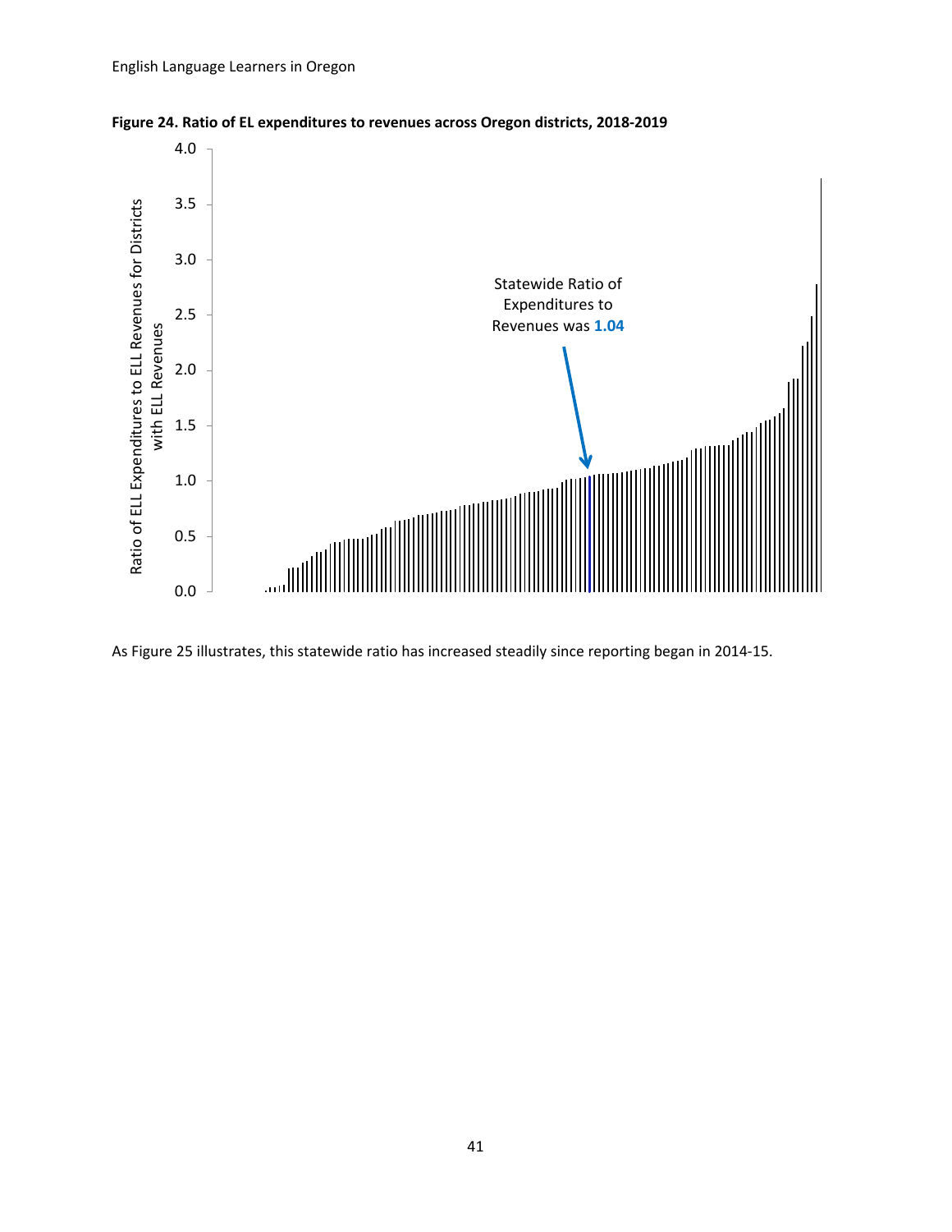**Figure 24. Ratio of EL expenditures to revenues across Oregon districts, 2018-2019**

As Figure 25 illustrates, this statewide ratio has increased steadily since reporting began in 2014-15.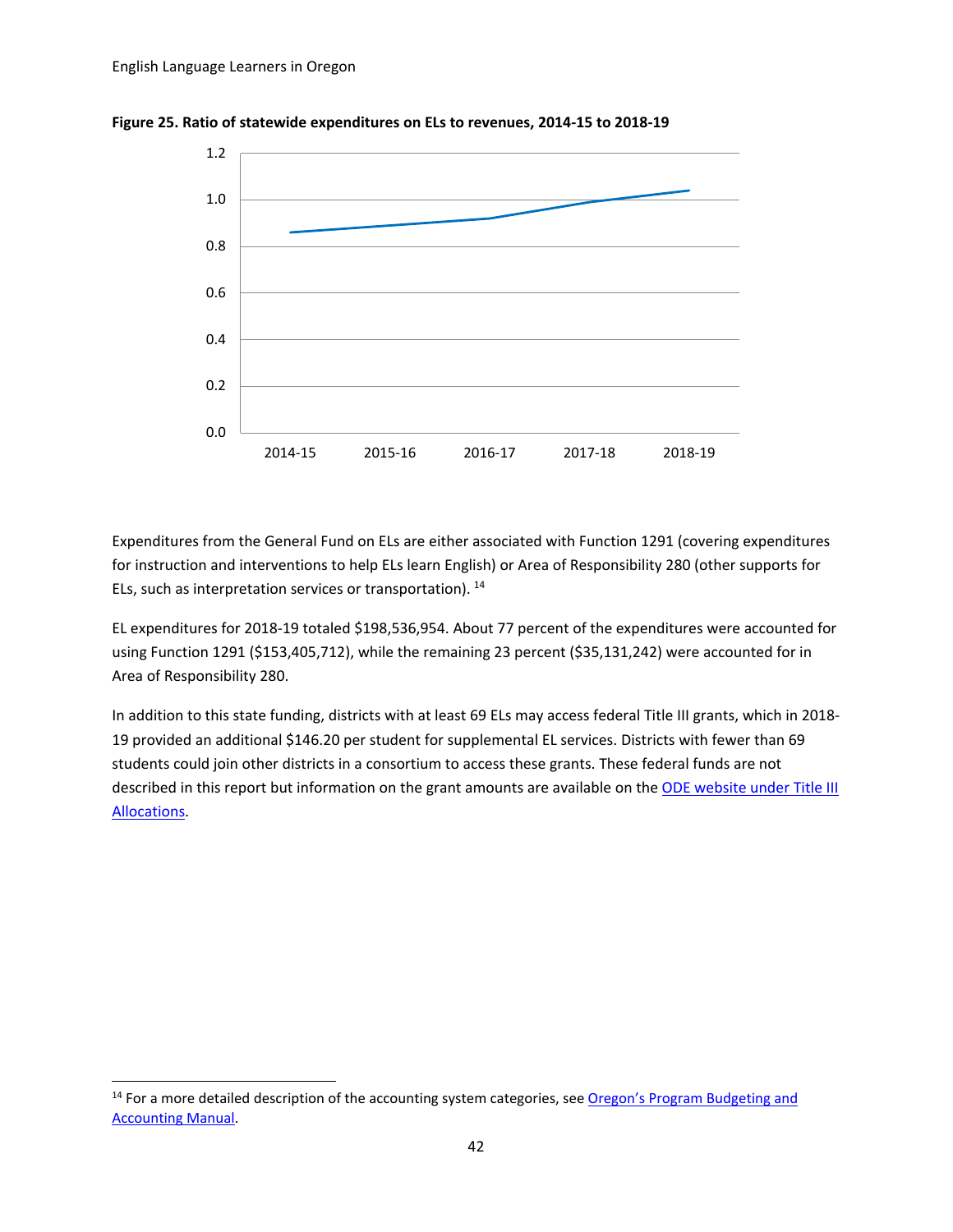**Figure 25. Ratio of statewide expenditures on ELs to revenues, 2014-15 to 2018-19**

Expenditures from the General Fund on ELs are either associated with Function 1291 (covering expenditures for instruction and interventions to help ELs learn English) or Area of Responsibility 280 (other supports for ELs, such as interpretation services or transportation).[14]

EL expenditures for 2018-19 totaled $198,536,954. About 77 percent of the expenditures were accounted for using Function 1291 ($153,405,712), while the remaining 23 percent ($35,131,242) were accounted for in Area of Responsibility 280.

In addition to this state funding, districts with at least 69 ELs may access federal Title III grants, which in 2018-19 provided an additional $146.20 per student for supplemental EL services. Districts with fewer than 69 students could join other districts in a consortium to access these grants. These federal funds are not described in this report but information on the grant amounts are available on the ODE website under Title III Allocations.

[14] For a more detailed description of the accounting system categories, see Oregon's Program Budgeting and Accounting Manual.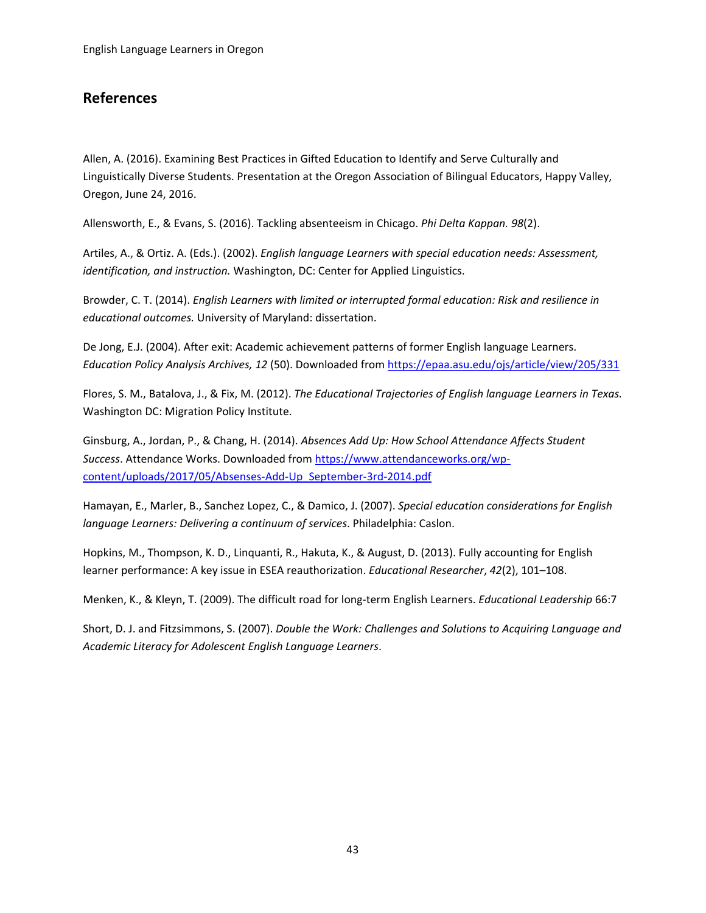## References

Allen, A. (2016). Examining Best Practices in Gifted Education to Identify and Serve Culturally and Linguistically Diverse Students. Presentation at the Oregon Association of Bilingual Educators, Happy Valley, Oregon, June 24, 2016.

Allensworth, E., & Evans, S. (2016). Tackling absenteeism in Chicago. *Phi Delta Kappan. 98*(2).

Artiles, A., & Ortiz. A. (Eds.). (2002). *English language Learners with special education needs: Assessment, identification, and instruction.* Washington, DC: Center for Applied Linguistics.

Browder, C. T. (2014). *English Learners with limited or interrupted formal education: Risk and resilience in educational outcomes.* University of Maryland: dissertation.

De Jong, E.J. (2004). After exit: Academic achievement patterns of former English language Learners. *Education Policy Analysis Archives, 12* (50). Downloaded from https://epaa.asu.edu/ojs/article/view/205/331

Flores, S. M., Batalova, J., & Fix, M. (2012). *The Educational Trajectories of English language Learners in Texas.* Washington DC: Migration Policy Institute.

Ginsburg, A., Jordan, P., & Chang, H. (2014). *Absences Add Up: How School Attendance Affects Student Success*. Attendance Works. Downloaded from https://www.attendanceworks.org/wp-content/uploads/2017/05/Absenses-Add-Up_September-3rd-2014.pdf

Hamayan, E., Marler, B., Sanchez Lopez, C., & Damico, J. (2007). *Special education considerations for English language Learners: Delivering a continuum of services*. Philadelphia: Caslon.

Hopkins, M., Thompson, K. D., Linquanti, R., Hakuta, K., & August, D. (2013). Fully accounting for English learner performance: A key issue in ESEA reauthorization. *Educational Researcher*, *42*(2), 101–108.

Menken, K., & Kleyn, T. (2009). The difficult road for long-term English Learners. *Educational Leadership* 66:7

Short, D. J. and Fitzsimmons, S. (2007). *Double the Work: Challenges and Solutions to Acquiring Language and Academic Literacy for Adolescent English Language Learners*.